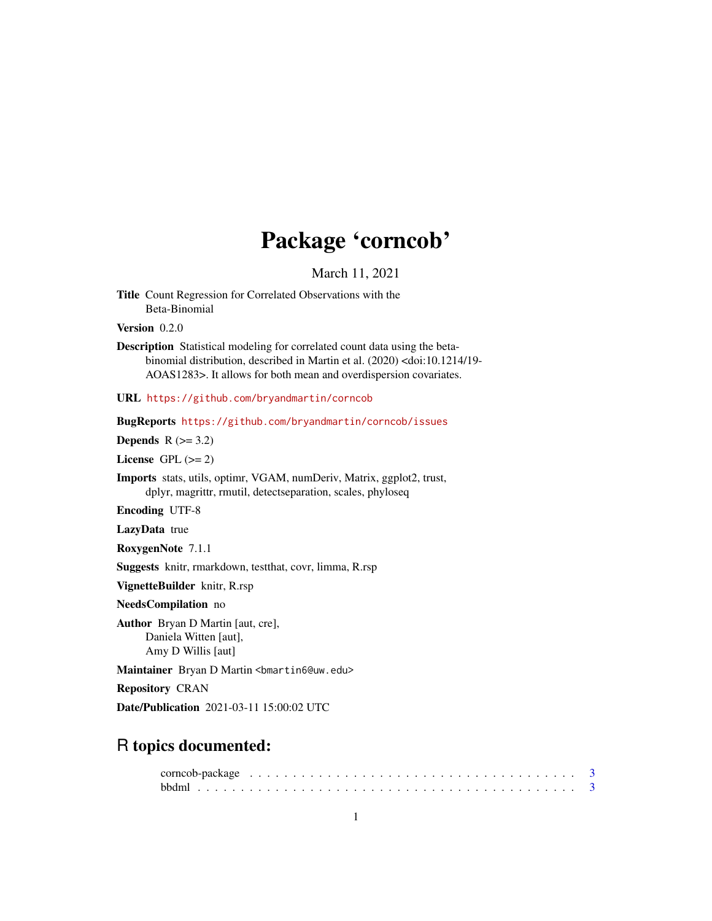# Package 'corncob'

March 11, 2021

**Title** Count Regression for Correlated Observations with the Beta-Binomial

**Version** 0.2.0

**Description** Statistical modeling for correlated count data using the beta-binomial distribution, described in Martin et al. (2020) <doi:10.1214/19-AOAS1283>. It allows for both mean and overdispersion covariates.

**URL** https://github.com/bryandmartin/corncob

**BugReports** https://github.com/bryandmartin/corncob/issues

**Depends** R (>= 3.2)

**License** GPL (>= 2)

**Imports** stats, utils, optimr, VGAM, numDeriv, Matrix, ggplot2, trust, dplyr, magrittr, rmutil, detectseparation, scales, phyloseq

**Encoding** UTF-8

**LazyData** true

**RoxygenNote** 7.1.1

**Suggests** knitr, rmarkdown, testthat, covr, limma, R.rsp

**VignetteBuilder** knitr, R.rsp

**NeedsCompilation** no

**Author** Bryan D Martin [aut, cre], Daniela Witten [aut], Amy D Willis [aut]

**Maintainer** Bryan D Martin <bmartin6@uw.edu>

**Repository** CRAN

**Date/Publication** 2021-03-11 15:00:02 UTC

## R topics documented:

corncob-package . . . . . . . . . . . . . . . . . . . . . . . . . . . . . . . . . . . 3
bbdml . . . . . . . . . . . . . . . . . . . . . . . . . . . . . . . . . . . . . . . . . 3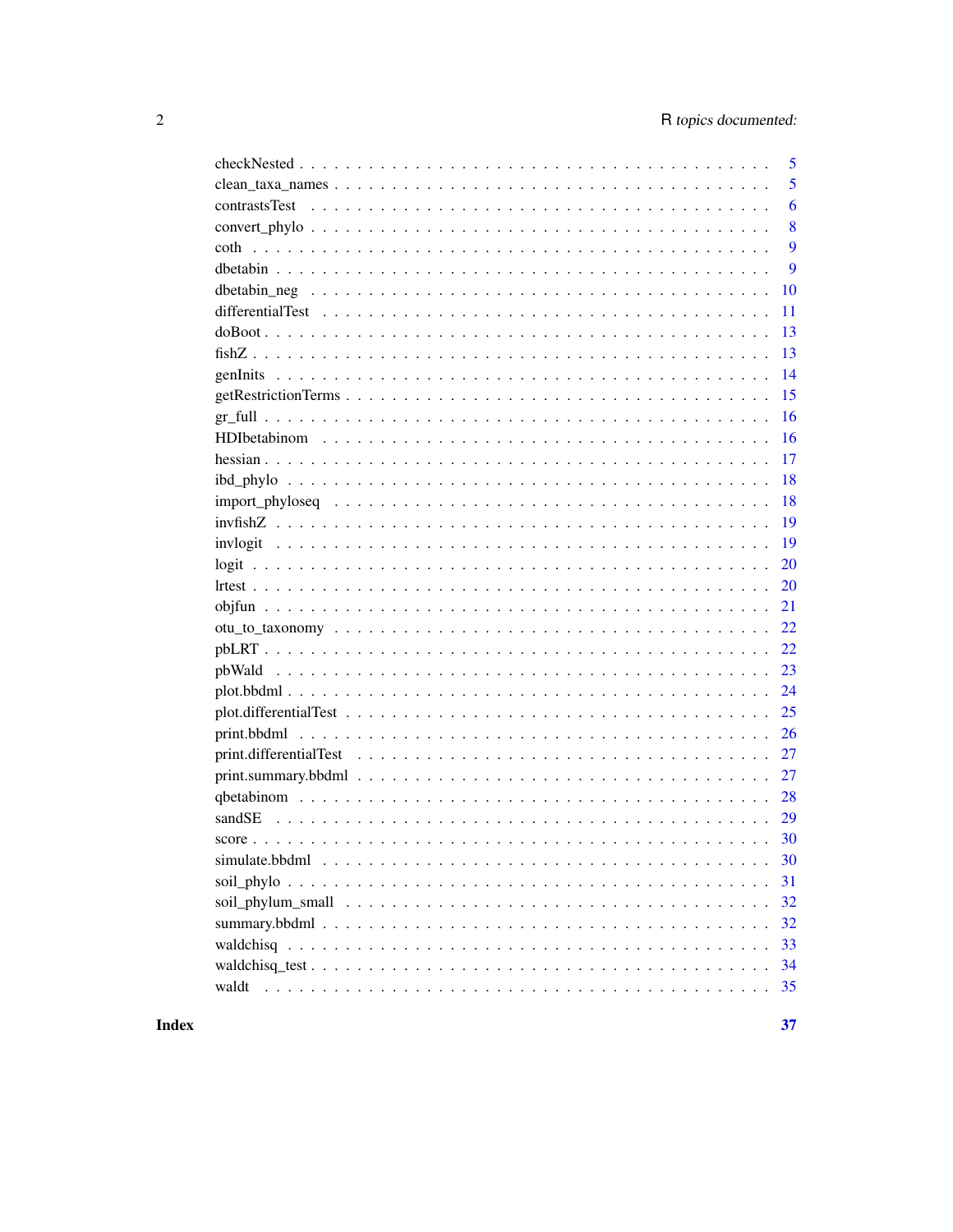| | |
|---|---|
| checkNested | 5 |
| clean_taxa_names | 5 |
| contrastsTest | 6 |
| convert_phylo | 8 |
| coth | 9 |
| dbetabin | 9 |
| dbetabin_neg | 10 |
| differentialTest | 11 |
| doBoot | 13 |
| fishZ | 13 |
| genInits | 14 |
| getRestrictionTerms | 15 |
| gr_full | 16 |
| HDIbetabinom | 16 |
| hessian | 17 |
| ibd_phylo | 18 |
| import_phyloseq | 18 |
| invfishZ | 19 |
| invlogit | 19 |
| logit | 20 |
| lrtest | 20 |
| objfun | 21 |
| otu_to_taxonomy | 22 |
| pbLRT | 22 |
| pbWald | 23 |
| plot.bbdml | 24 |
| plot.differentialTest | 25 |
| print.bbdml | 26 |
| print.differentialTest | 27 |
| print.summary.bbdml | 27 |
| qbetabinom | 28 |
| sandSE | 29 |
| score | 30 |
| simulate.bbdml | 30 |
| soil_phylo | 31 |
| soil_phylum_small | 32 |
| summary.bbdml | 32 |
| waldchisq | 33 |
| waldchisq_test | 34 |
| waldt | 35 |

**Index** **37**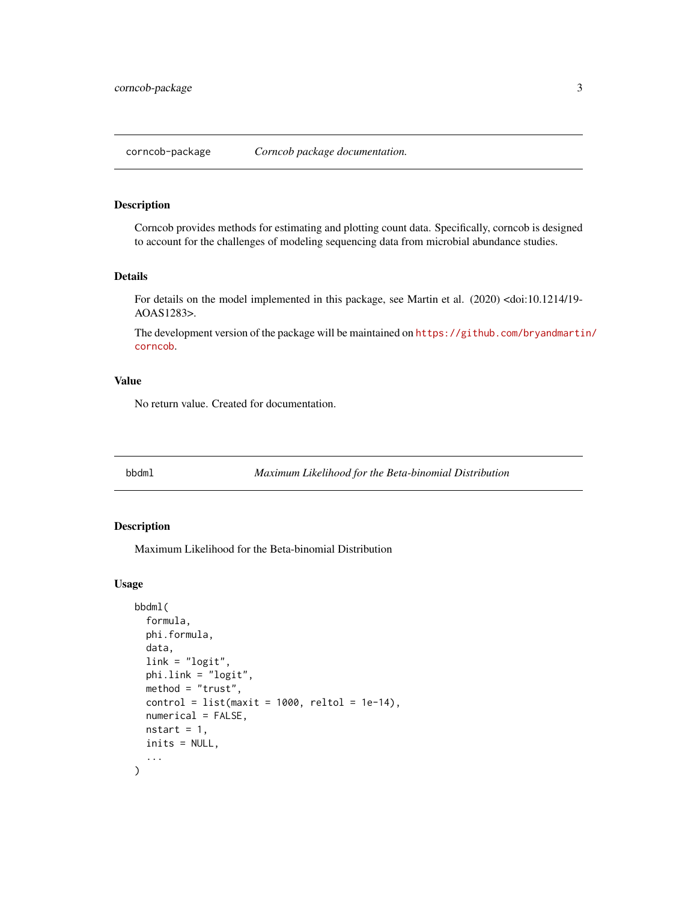## corncob-package — *Corncob package documentation.*

### Description

Corncob provides methods for estimating and plotting count data. Specifically, corncob is designed to account for the challenges of modeling sequencing data from microbial abundance studies.

### Details

For details on the model implemented in this package, see Martin et al. (2020) <doi:10.1214/19-AOAS1283>.

The development version of the package will be maintained on https://github.com/bryandmartin/corncob.

### Value

No return value. Created for documentation.

## bbdml — *Maximum Likelihood for the Beta-binomial Distribution*

### Description

Maximum Likelihood for the Beta-binomial Distribution

### Usage

```
bbdml(
  formula,
  phi.formula,
  data,
  link = "logit",
  phi.link = "logit",
  method = "trust",
  control = list(maxit = 1000, reltol = 1e-14),
  numerical = FALSE,
  nstart = 1,
  inits = NULL,
  ...
)
```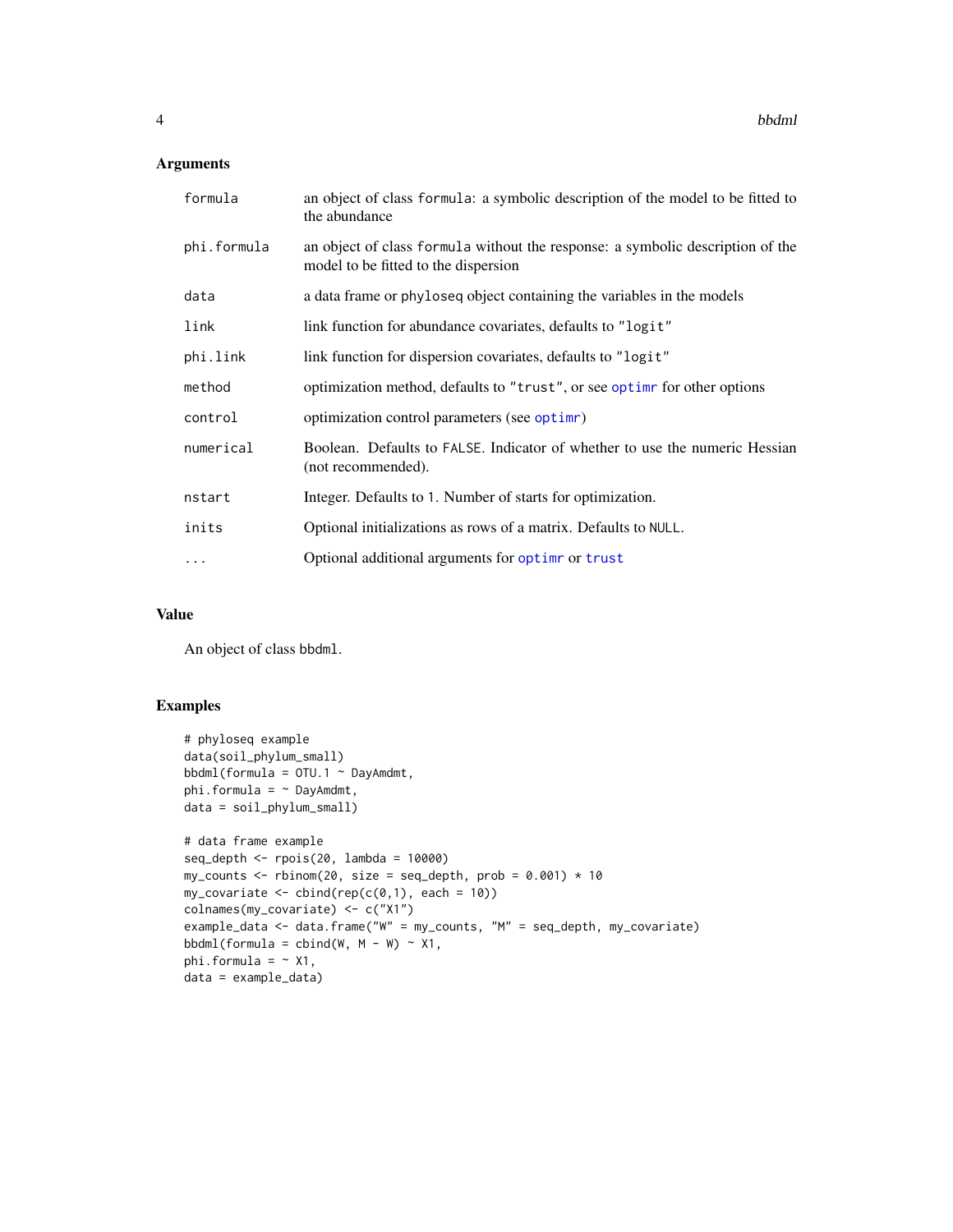### Arguments

| Argument | Description |
|---|---|
| `formula` | an object of class `formula`: a symbolic description of the model to be fitted to the abundance |
| `phi.formula` | an object of class `formula` without the response: a symbolic description of the model to be fitted to the dispersion |
| `data` | a data frame or `phyloseq` object containing the variables in the models |
| `link` | link function for abundance covariates, defaults to `"logit"` |
| `phi.link` | link function for dispersion covariates, defaults to `"logit"` |
| `method` | optimization method, defaults to `"trust"`, or see `optimr` for other options |
| `control` | optimization control parameters (see `optimr`) |
| `numerical` | Boolean. Defaults to `FALSE`. Indicator of whether to use the numeric Hessian (not recommended). |
| `nstart` | Integer. Defaults to `1`. Number of starts for optimization. |
| `inits` | Optional initializations as rows of a matrix. Defaults to `NULL`. |
| `...` | Optional additional arguments for `optimr` or `trust` |

### Value

An object of class `bbdml`.

### Examples

```
# phyloseq example
data(soil_phylum_small)
bbdml(formula = OTU.1 ~ DayAmdmt,
phi.formula = ~ DayAmdmt,
data = soil_phylum_small)

# data frame example
seq_depth <- rpois(20, lambda = 10000)
my_counts <- rbinom(20, size = seq_depth, prob = 0.001) * 10
my_covariate <- cbind(rep(c(0,1), each = 10))
colnames(my_covariate) <- c("X1")
example_data <- data.frame("W" = my_counts, "M" = seq_depth, my_covariate)
bbdml(formula = cbind(W, M - W) ~ X1,
phi.formula = ~ X1,
data = example_data)
```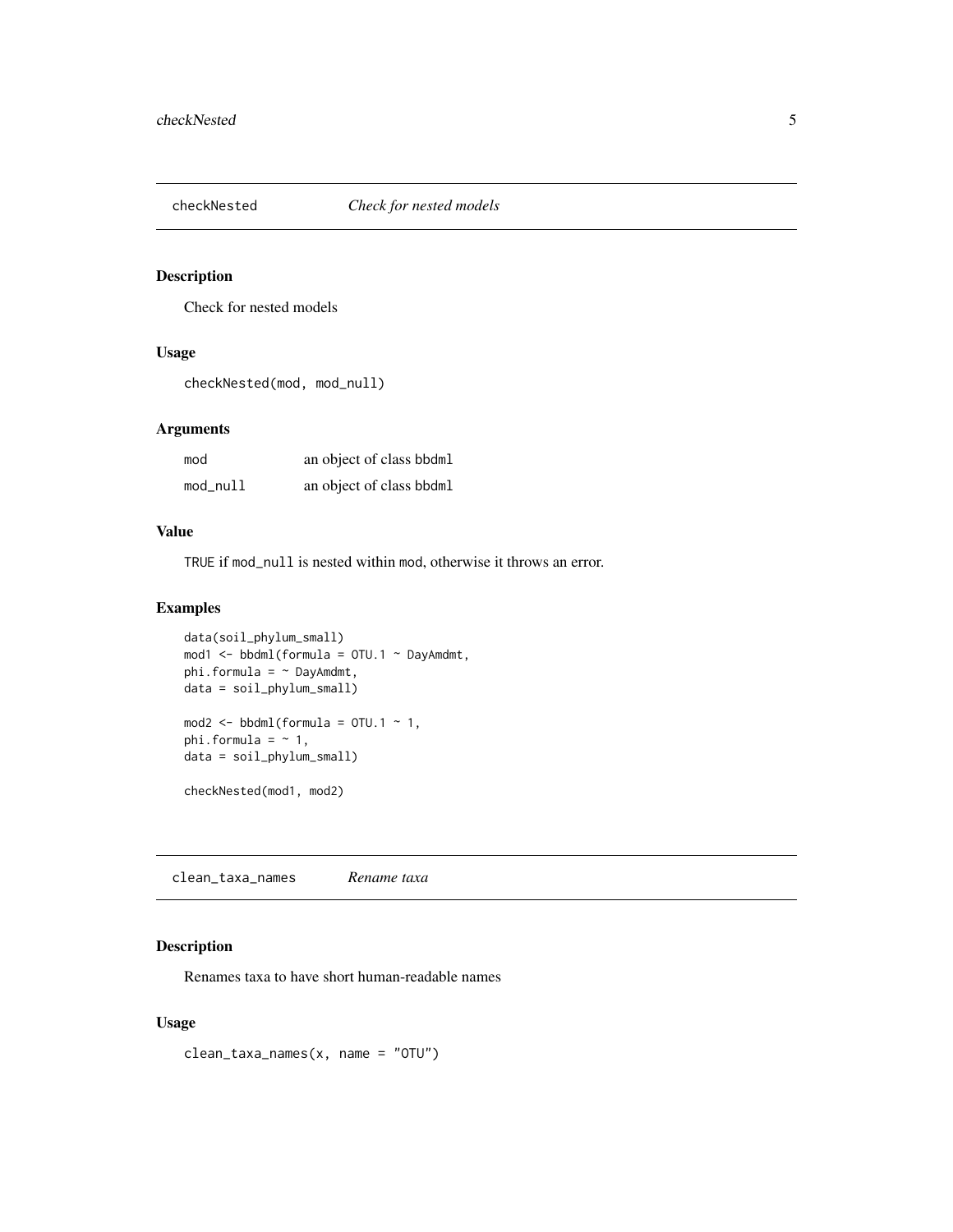## checkNested *Check for nested models*

### Description

Check for nested models

### Usage

```
checkNested(mod, mod_null)
```

### Arguments

| | |
|---|---|
| mod | an object of class bbdml |
| mod_null | an object of class bbdml |

### Value

TRUE if mod_null is nested within mod, otherwise it throws an error.

### Examples

```
data(soil_phylum_small)
mod1 <- bbdml(formula = OTU.1 ~ DayAmdmt,
phi.formula = ~ DayAmdmt,
data = soil_phylum_small)

mod2 <- bbdml(formula = OTU.1 ~ 1,
phi.formula = ~ 1,
data = soil_phylum_small)

checkNested(mod1, mod2)
```

## clean_taxa_names *Rename taxa*

### Description

Renames taxa to have short human-readable names

### Usage

```
clean_taxa_names(x, name = "OTU")
```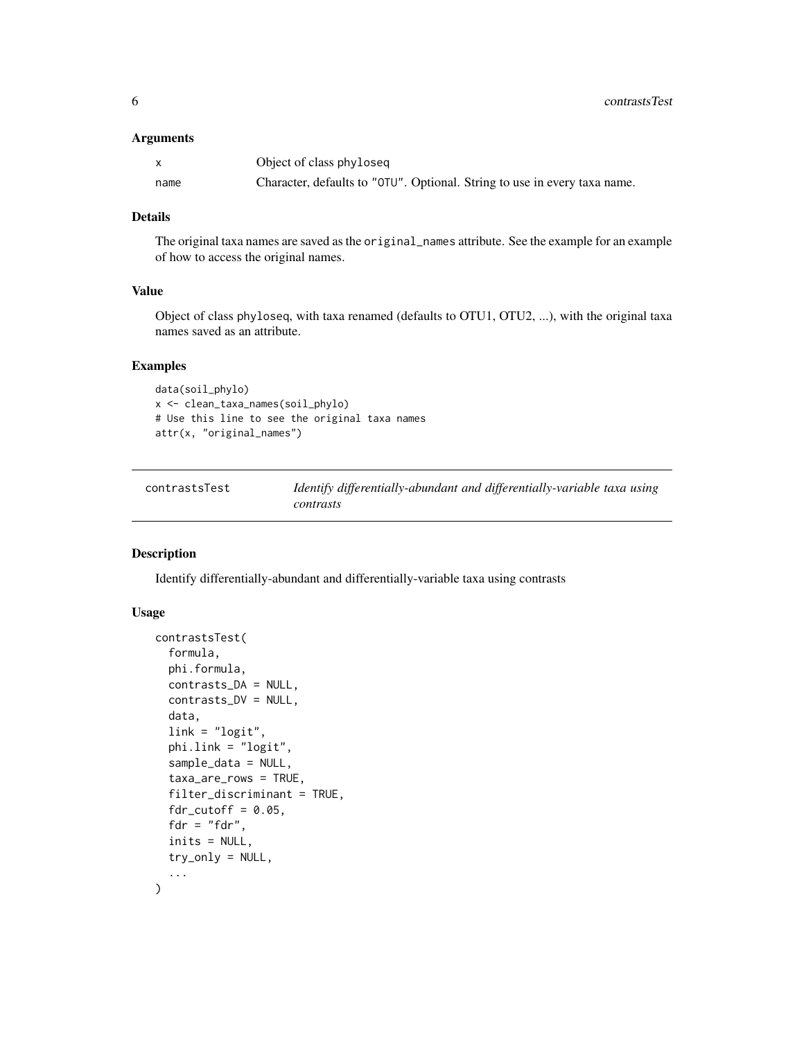### Arguments

| | |
|---|---|
| x | Object of class phyloseq |
| name | Character, defaults to "OTU". Optional. String to use in every taxa name. |

### Details

The original taxa names are saved as the original_names attribute. See the example for an example of how to access the original names.

### Value

Object of class phyloseq, with taxa renamed (defaults to OTU1, OTU2, ...), with the original taxa names saved as an attribute.

### Examples

```
data(soil_phylo)
x <- clean_taxa_names(soil_phylo)
# Use this line to see the original taxa names
attr(x, "original_names")
```

---

## contrastsTest — *Identify differentially-abundant and differentially-variable taxa using contrasts*

### Description

Identify differentially-abundant and differentially-variable taxa using contrasts

### Usage

```
contrastsTest(
  formula,
  phi.formula,
  contrasts_DA = NULL,
  contrasts_DV = NULL,
  data,
  link = "logit",
  phi.link = "logit",
  sample_data = NULL,
  taxa_are_rows = TRUE,
  filter_discriminant = TRUE,
  fdr_cutoff = 0.05,
  fdr = "fdr",
  inits = NULL,
  try_only = NULL,
  ...
)
```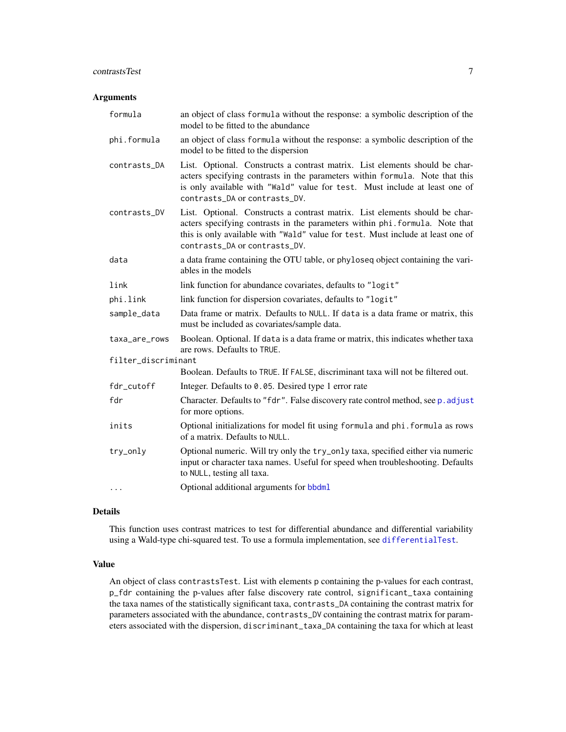## Arguments

| | |
|---|---|
| `formula` | an object of class `formula` without the response: a symbolic description of the model to be fitted to the abundance |
| `phi.formula` | an object of class `formula` without the response: a symbolic description of the model to be fitted to the dispersion |
| `contrasts_DA` | List. Optional. Constructs a contrast matrix. List elements should be characters specifying contrasts in the parameters within `formula`. Note that this is only available with `"Wald"` value for `test`. Must include at least one of `contrasts_DA` or `contrasts_DV`. |
| `contrasts_DV` | List. Optional. Constructs a contrast matrix. List elements should be characters specifying contrasts in the parameters within `phi.formula`. Note that this is only available with `"Wald"` value for `test`. Must include at least one of `contrasts_DA` or `contrasts_DV`. |
| `data` | a data frame containing the OTU table, or `phyloseq` object containing the variables in the models |
| `link` | link function for abundance covariates, defaults to `"logit"` |
| `phi.link` | link function for dispersion covariates, defaults to `"logit"` |
| `sample_data` | Data frame or matrix. Defaults to `NULL`. If `data` is a data frame or matrix, this must be included as covariates/sample data. |
| `taxa_are_rows` | Boolean. Optional. If `data` is a data frame or matrix, this indicates whether taxa are rows. Defaults to `TRUE`. |
| `filter_discriminant` | Boolean. Defaults to `TRUE`. If `FALSE`, discriminant taxa will not be filtered out. |
| `fdr_cutoff` | Integer. Defaults to `0.05`. Desired type 1 error rate |
| `fdr` | Character. Defaults to `"fdr"`. False discovery rate control method, see `p.adjust` for more options. |
| `inits` | Optional initializations for model fit using `formula` and `phi.formula` as rows of a matrix. Defaults to `NULL`. |
| `try_only` | Optional numeric. Will try only the `try_only` taxa, specified either via numeric input or character taxa names. Useful for speed when troubleshooting. Defaults to `NULL`, testing all taxa. |
| `...` | Optional additional arguments for `bbdml` |

## Details

This function uses contrast matrices to test for differential abundance and differential variability using a Wald-type chi-squared test. To use a formula implementation, see `differentialTest`.

## Value

An object of class `contrastsTest`. List with elements `p` containing the p-values for each contrast, `p_fdr` containing the p-values after false discovery rate control, `significant_taxa` containing the taxa names of the statistically significant taxa, `contrasts_DA` containing the contrast matrix for parameters associated with the abundance, `contrasts_DV` containing the contrast matrix for parameters associated with the dispersion, `discriminant_taxa_DA` containing the taxa for which at least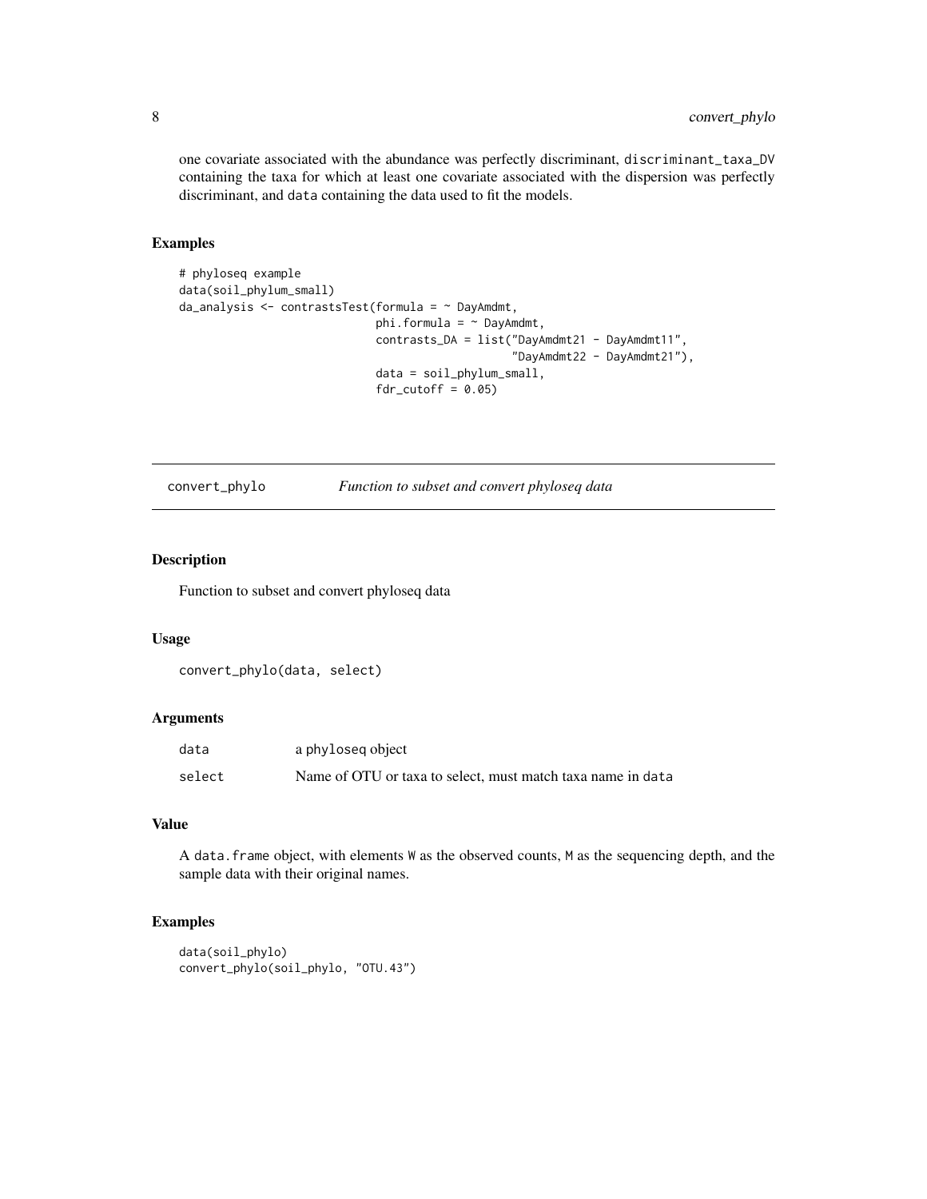one covariate associated with the abundance was perfectly discriminant, discriminant_taxa_DV containing the taxa for which at least one covariate associated with the dispersion was perfectly discriminant, and data containing the data used to fit the models.

## Examples

```
# phyloseq example
data(soil_phylum_small)
da_analysis <- contrastsTest(formula = ~ DayAmdmt,
                             phi.formula = ~ DayAmdmt,
                             contrasts_DA = list("DayAmdmt21 - DayAmdmt11",
                                                 "DayAmdmt22 - DayAmdmt21"),
                             data = soil_phylum_small,
                             fdr_cutoff = 0.05)
```

---

# convert_phylo *Function to subset and convert phyloseq data*

## Description

Function to subset and convert phyloseq data

## Usage

```
convert_phylo(data, select)
```

## Arguments

| | |
|---|---|
| data | a phyloseq object |
| select | Name of OTU or taxa to select, must match taxa name in data |

## Value

A data.frame object, with elements W as the observed counts, M as the sequencing depth, and the sample data with their original names.

## Examples

```
data(soil_phylo)
convert_phylo(soil_phylo, "OTU.43")
```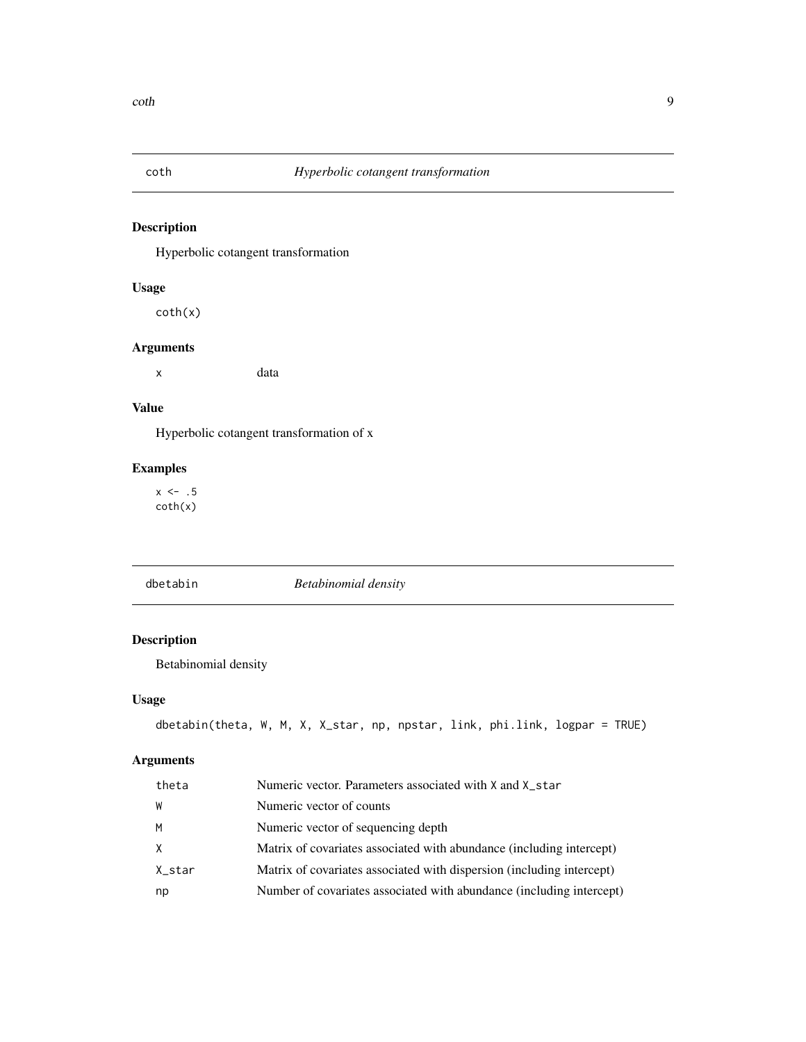## coth — *Hyperbolic cotangent transformation*

### Description

Hyperbolic cotangent transformation

### Usage

```
coth(x)
```

### Arguments

| | |
|---|---|
| `x` | data |

### Value

Hyperbolic cotangent transformation of x

### Examples

```
x <- .5
coth(x)
```

## dbetabin — *Betabinomial density*

### Description

Betabinomial density

### Usage

```
dbetabin(theta, W, M, X, X_star, np, npstar, link, phi.link, logpar = TRUE)
```

### Arguments

| | |
|---|---|
| `theta` | Numeric vector. Parameters associated with `X` and `X_star` |
| `W` | Numeric vector of counts |
| `M` | Numeric vector of sequencing depth |
| `X` | Matrix of covariates associated with abundance (including intercept) |
| `X_star` | Matrix of covariates associated with dispersion (including intercept) |
| `np` | Number of covariates associated with abundance (including intercept) |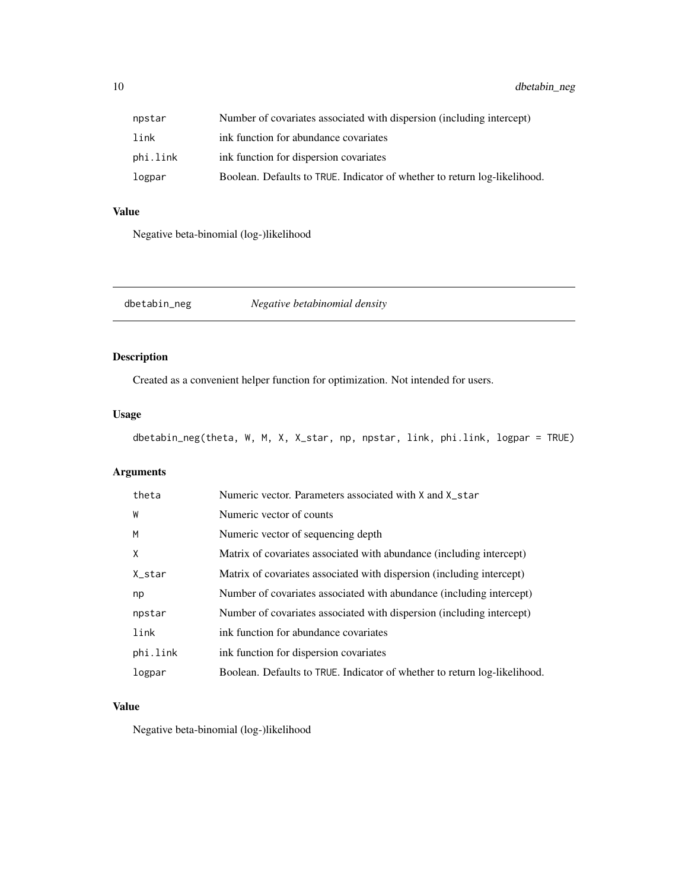| | |
|---|---|
| npstar | Number of covariates associated with dispersion (including intercept) |
| link | ink function for abundance covariates |
| phi.link | ink function for dispersion covariates |
| logpar | Boolean. Defaults to TRUE. Indicator of whether to return log-likelihood. |

### Value

Negative beta-binomial (log-)likelihood

---

## dbetabin_neg    *Negative betabinomial density*

---

### Description

Created as a convenient helper function for optimization. Not intended for users.

### Usage

```
dbetabin_neg(theta, W, M, X, X_star, np, npstar, link, phi.link, logpar = TRUE)
```

### Arguments

| | |
|---|---|
| theta | Numeric vector. Parameters associated with X and X_star |
| W | Numeric vector of counts |
| M | Numeric vector of sequencing depth |
| X | Matrix of covariates associated with abundance (including intercept) |
| X_star | Matrix of covariates associated with dispersion (including intercept) |
| np | Number of covariates associated with abundance (including intercept) |
| npstar | Number of covariates associated with dispersion (including intercept) |
| link | ink function for abundance covariates |
| phi.link | ink function for dispersion covariates |
| logpar | Boolean. Defaults to TRUE. Indicator of whether to return log-likelihood. |

### Value

Negative beta-binomial (log-)likelihood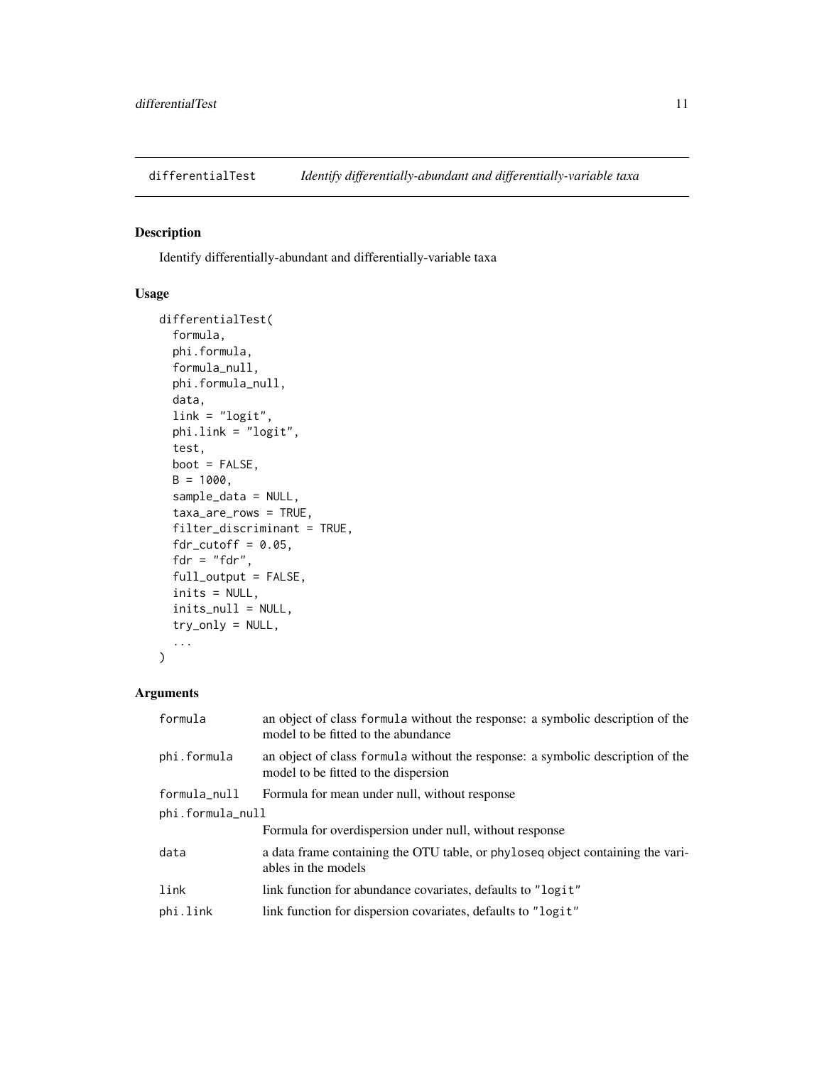# differentialTest *Identify differentially-abundant and differentially-variable taxa*

## Description

Identify differentially-abundant and differentially-variable taxa

## Usage

```
differentialTest(
  formula,
  phi.formula,
  formula_null,
  phi.formula_null,
  data,
  link = "logit",
  phi.link = "logit",
  test,
  boot = FALSE,
  B = 1000,
  sample_data = NULL,
  taxa_are_rows = TRUE,
  filter_discriminant = TRUE,
  fdr_cutoff = 0.05,
  fdr = "fdr",
  full_output = FALSE,
  inits = NULL,
  inits_null = NULL,
  try_only = NULL,
  ...
)
```

## Arguments

| Argument | Description |
| --- | --- |
| `formula` | an object of class `formula` without the response: a symbolic description of the model to be fitted to the abundance |
| `phi.formula` | an object of class `formula` without the response: a symbolic description of the model to be fitted to the dispersion |
| `formula_null` | Formula for mean under null, without response |
| `phi.formula_null` | Formula for overdispersion under null, without response |
| `data` | a data frame containing the OTU table, or `phyloseq` object containing the variables in the models |
| `link` | link function for abundance covariates, defaults to `"logit"` |
| `phi.link` | link function for dispersion covariates, defaults to `"logit"` |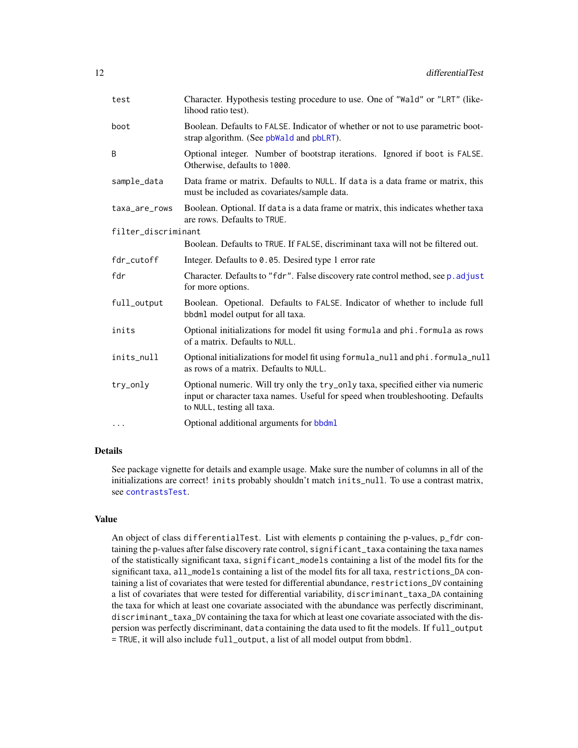| | |
|---|---|
| test | Character. Hypothesis testing procedure to use. One of "Wald" or "LRT" (likelihood ratio test). |
| boot | Boolean. Defaults to FALSE. Indicator of whether or not to use parametric bootstrap algorithm. (See pbWald and pbLRT). |
| B | Optional integer. Number of bootstrap iterations. Ignored if boot is FALSE. Otherwise, defaults to 1000. |
| sample_data | Data frame or matrix. Defaults to NULL. If data is a data frame or matrix, this must be included as covariates/sample data. |
| taxa_are_rows | Boolean. Optional. If data is a data frame or matrix, this indicates whether taxa are rows. Defaults to TRUE. |
| filter_discriminant | Boolean. Defaults to TRUE. If FALSE, discriminant taxa will not be filtered out. |
| fdr_cutoff | Integer. Defaults to 0.05. Desired type 1 error rate |
| fdr | Character. Defaults to "fdr". False discovery rate control method, see p.adjust for more options. |
| full_output | Boolean. Opetional. Defaults to FALSE. Indicator of whether to include full bbdml model output for all taxa. |
| inits | Optional initializations for model fit using formula and phi.formula as rows of a matrix. Defaults to NULL. |
| inits_null | Optional initializations for model fit using formula_null and phi.formula_null as rows of a matrix. Defaults to NULL. |
| try_only | Optional numeric. Will try only the try_only taxa, specified either via numeric input or character taxa names. Useful for speed when troubleshooting. Defaults to NULL, testing all taxa. |
| ... | Optional additional arguments for bbdml |

## Details

See package vignette for details and example usage. Make sure the number of columns in all of the initializations are correct! inits probably shouldn't match inits_null. To use a contrast matrix, see contrastsTest.

## Value

An object of class differentialTest. List with elements p containing the p-values, p_fdr containing the p-values after false discovery rate control, significant_taxa containing the taxa names of the statistically significant taxa, significant_models containing a list of the model fits for the significant taxa, all_models containing a list of the model fits for all taxa, restrictions_DA containing a list of covariates that were tested for differential abundance, restrictions_DV containing a list of covariates that were tested for differential variability, discriminant_taxa_DA containing the taxa for which at least one covariate associated with the abundance was perfectly discriminant, discriminant_taxa_DV containing the taxa for which at least one covariate associated with the dispersion was perfectly discriminant, data containing the data used to fit the models. If full_output = TRUE, it will also include full_output, a list of all model output from bbdml.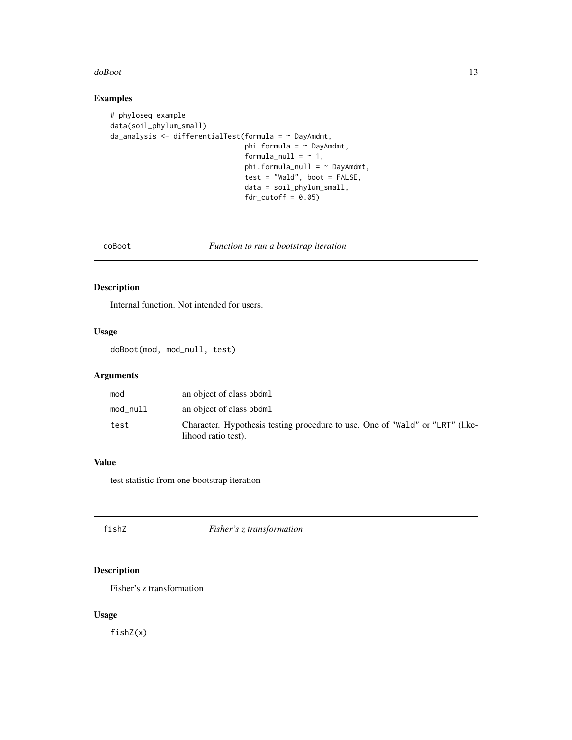## Examples

```
# phyloseq example
data(soil_phylum_small)
da_analysis <- differentialTest(formula = ~ DayAmdmt,
                                phi.formula = ~ DayAmdmt,
                                formula_null = ~ 1,
                                phi.formula_null = ~ DayAmdmt,
                                test = "Wald", boot = FALSE,
                                data = soil_phylum_small,
                                fdr_cutoff = 0.05)
```

---

# doBoot *Function to run a bootstrap iteration*

---

## Description

Internal function. Not intended for users.

## Usage

```
doBoot(mod, mod_null, test)
```

## Arguments

| | |
|---|---|
| mod | an object of class bbdml |
| mod_null | an object of class bbdml |
| test | Character. Hypothesis testing procedure to use. One of "Wald" or "LRT" (likelihood ratio test). |

## Value

test statistic from one bootstrap iteration

---

# fishZ *Fisher's z transformation*

---

## Description

Fisher's z transformation

## Usage

```
fishZ(x)
```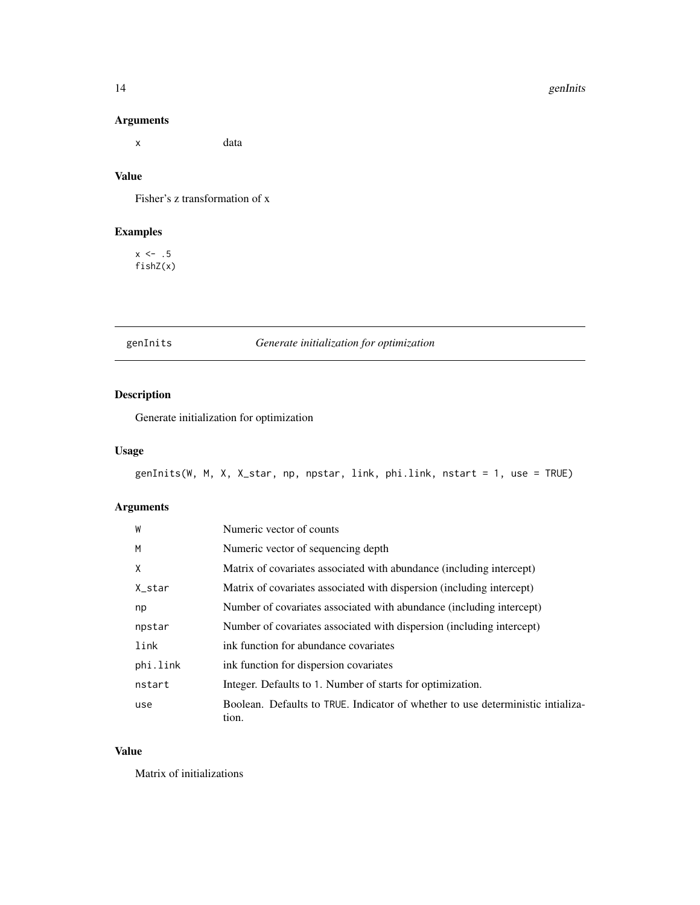### Arguments

| | |
|---|---|
| x | data |

### Value

Fisher's z transformation of x

### Examples

```
x <- .5
fishZ(x)
```

---

## genInits — *Generate initialization for optimization*

### Description

Generate initialization for optimization

### Usage

```
genInits(W, M, X, X_star, np, npstar, link, phi.link, nstart = 1, use = TRUE)
```

### Arguments

| | |
|---|---|
| W | Numeric vector of counts |
| M | Numeric vector of sequencing depth |
| X | Matrix of covariates associated with abundance (including intercept) |
| X_star | Matrix of covariates associated with dispersion (including intercept) |
| np | Number of covariates associated with abundance (including intercept) |
| npstar | Number of covariates associated with dispersion (including intercept) |
| link | ink function for abundance covariates |
| phi.link | ink function for dispersion covariates |
| nstart | Integer. Defaults to 1. Number of starts for optimization. |
| use | Boolean. Defaults to TRUE. Indicator of whether to use deterministic intialization. |

### Value

Matrix of initializations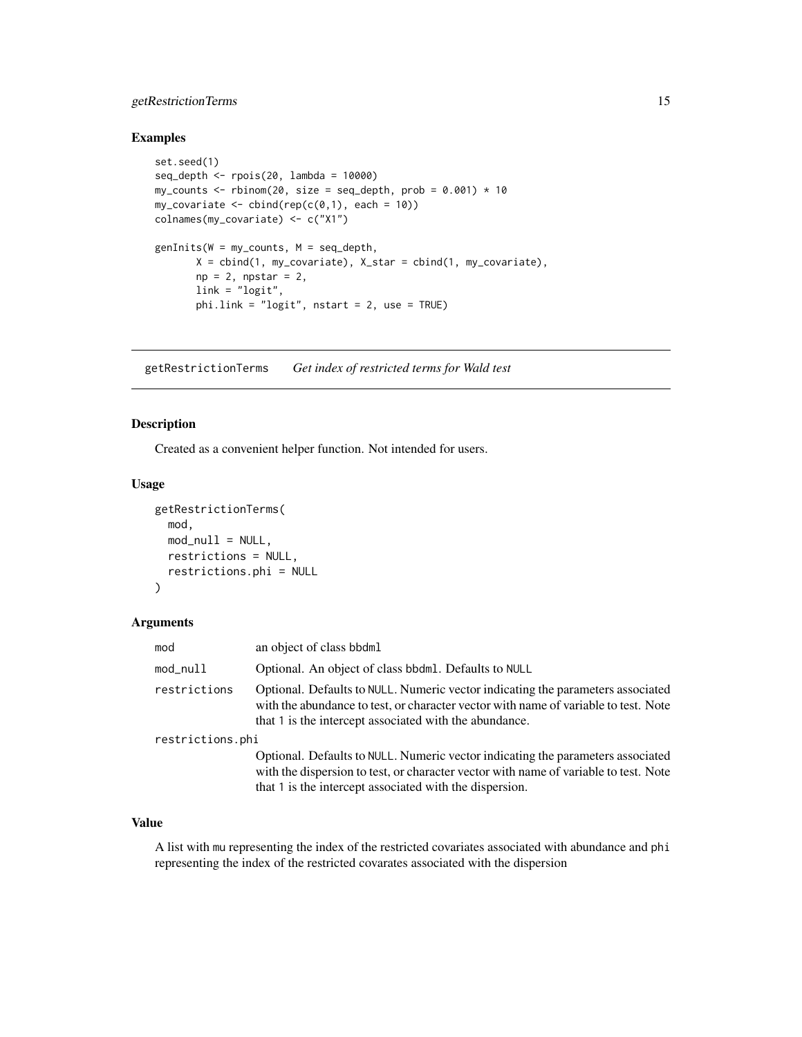### Examples

```
set.seed(1)
seq_depth <- rpois(20, lambda = 10000)
my_counts <- rbinom(20, size = seq_depth, prob = 0.001) * 10
my_covariate <- cbind(rep(c(0,1), each = 10))
colnames(my_covariate) <- c("X1")

genInits(W = my_counts, M = seq_depth,
       X = cbind(1, my_covariate), X_star = cbind(1, my_covariate),
       np = 2, npstar = 2,
       link = "logit",
       phi.link = "logit", nstart = 2, use = TRUE)
```

---

## getRestrictionTerms    *Get index of restricted terms for Wald test*

---

### Description

Created as a convenient helper function. Not intended for users.

### Usage

```
getRestrictionTerms(
  mod,
  mod_null = NULL,
  restrictions = NULL,
  restrictions.phi = NULL
)
```

### Arguments

| | |
|---|---|
| mod | an object of class bbdml |
| mod_null | Optional. An object of class bbdml. Defaults to NULL |
| restrictions | Optional. Defaults to NULL. Numeric vector indicating the parameters associated with the abundance to test, or character vector with name of variable to test. Note that 1 is the intercept associated with the abundance. |
| restrictions.phi | Optional. Defaults to NULL. Numeric vector indicating the parameters associated with the dispersion to test, or character vector with name of variable to test. Note that 1 is the intercept associated with the dispersion. |

### Value

A list with mu representing the index of the restricted covariates associated with abundance and phi representing the index of the restricted covarates associated with the dispersion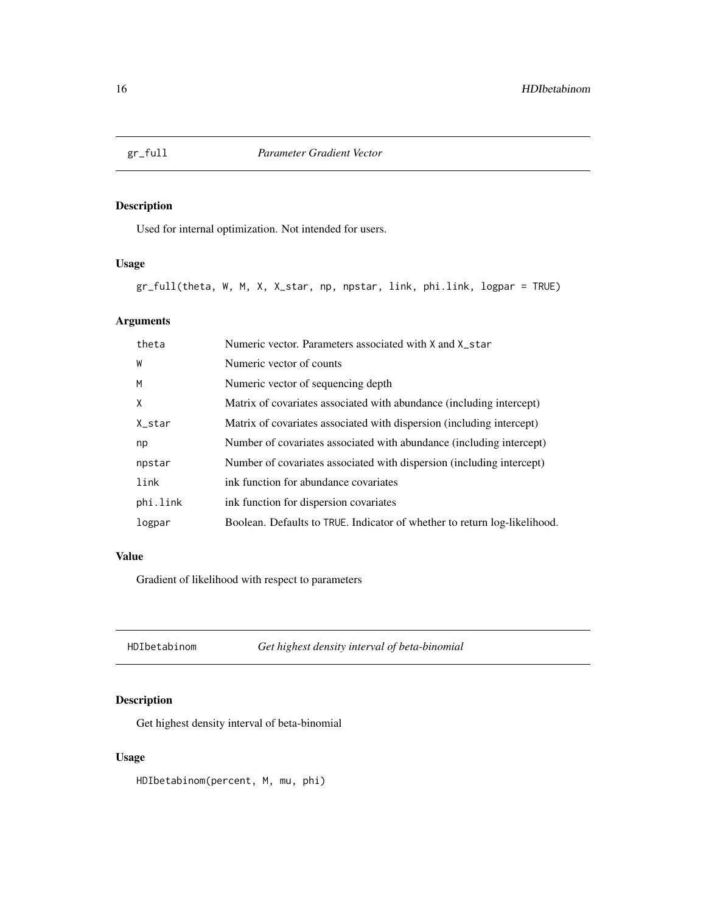## gr_full    *Parameter Gradient Vector*

### Description

Used for internal optimization. Not intended for users.

### Usage

```
gr_full(theta, W, M, X, X_star, np, npstar, link, phi.link, logpar = TRUE)
```

### Arguments

| | |
|---|---|
| theta | Numeric vector. Parameters associated with X and X_star |
| W | Numeric vector of counts |
| M | Numeric vector of sequencing depth |
| X | Matrix of covariates associated with abundance (including intercept) |
| X_star | Matrix of covariates associated with dispersion (including intercept) |
| np | Number of covariates associated with abundance (including intercept) |
| npstar | Number of covariates associated with dispersion (including intercept) |
| link | ink function for abundance covariates |
| phi.link | ink function for dispersion covariates |
| logpar | Boolean. Defaults to TRUE. Indicator of whether to return log-likelihood. |

### Value

Gradient of likelihood with respect to parameters

## HDIbetabinom    *Get highest density interval of beta-binomial*

### Description

Get highest density interval of beta-binomial

### Usage

```
HDIbetabinom(percent, M, mu, phi)
```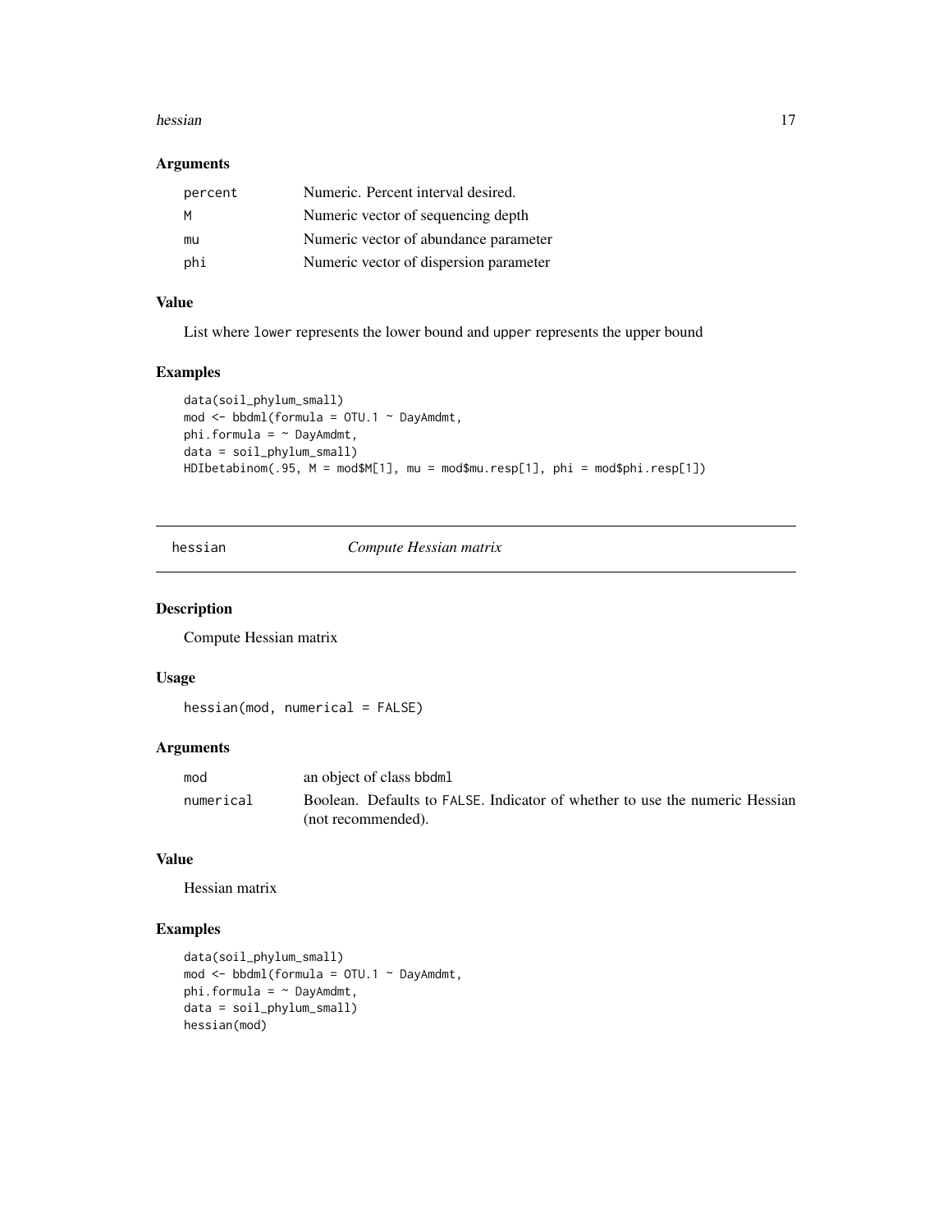### Arguments

| | |
|---|---|
| percent | Numeric. Percent interval desired. |
| M | Numeric vector of sequencing depth |
| mu | Numeric vector of abundance parameter |
| phi | Numeric vector of dispersion parameter |

### Value

List where lower represents the lower bound and upper represents the upper bound

### Examples

```
data(soil_phylum_small)
mod <- bbdml(formula = OTU.1 ~ DayAmdmt,
phi.formula = ~ DayAmdmt,
data = soil_phylum_small)
HDIbetabinom(.95, M = mod$M[1], mu = mod$mu.resp[1], phi = mod$phi.resp[1])
```

---

## hessian *Compute Hessian matrix*

### Description

Compute Hessian matrix

### Usage

```
hessian(mod, numerical = FALSE)
```

### Arguments

| | |
|---|---|
| mod | an object of class bbdml |
| numerical | Boolean. Defaults to FALSE. Indicator of whether to use the numeric Hessian (not recommended). |

### Value

Hessian matrix

### Examples

```
data(soil_phylum_small)
mod <- bbdml(formula = OTU.1 ~ DayAmdmt,
phi.formula = ~ DayAmdmt,
data = soil_phylum_small)
hessian(mod)
```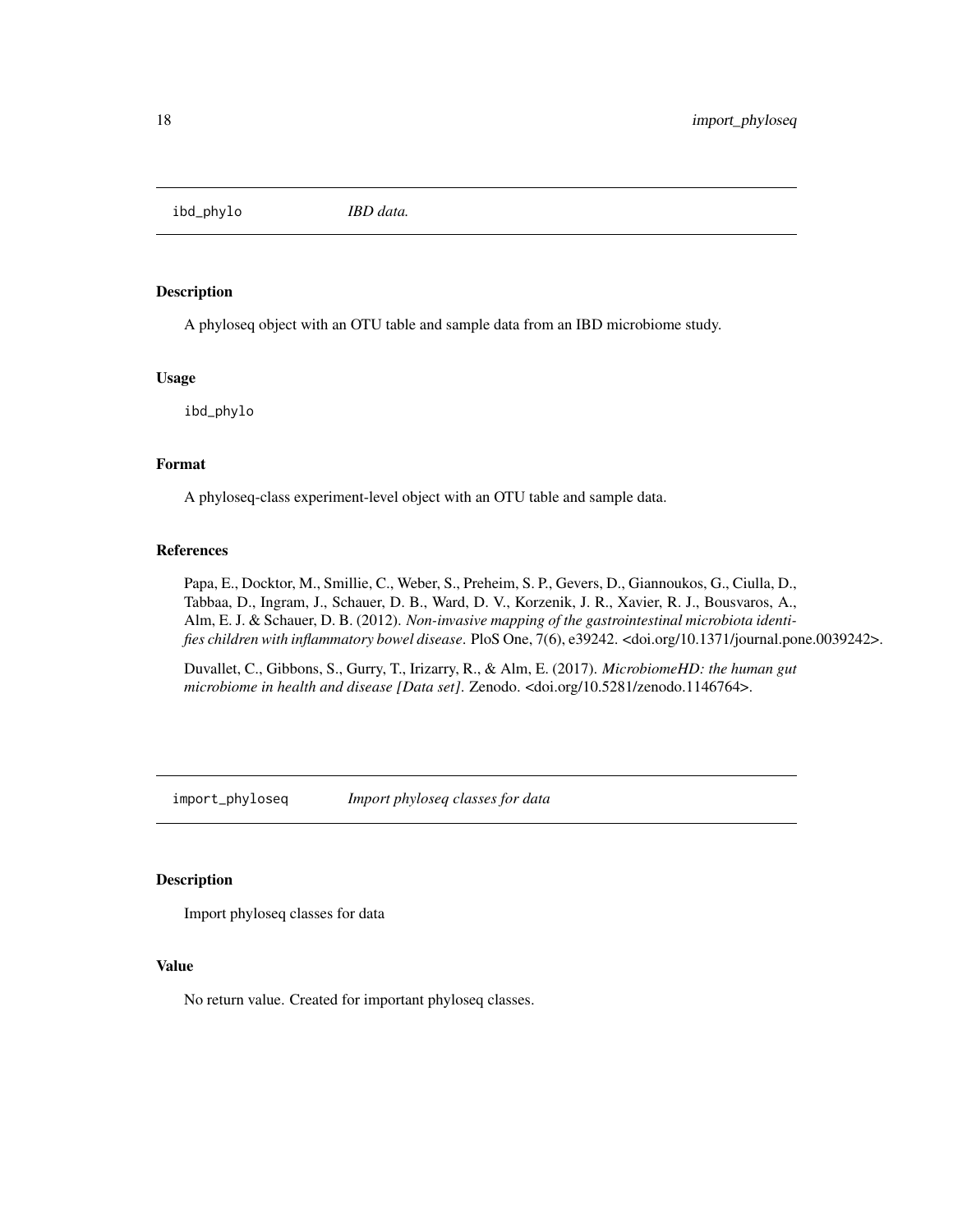## ibd_phylo *IBD data.*

### Description

A phyloseq object with an OTU table and sample data from an IBD microbiome study.

### Usage

```
ibd_phylo
```

### Format

A phyloseq-class experiment-level object with an OTU table and sample data.

### References

Papa, E., Docktor, M., Smillie, C., Weber, S., Preheim, S. P., Gevers, D., Giannoukos, G., Ciulla, D., Tabbaa, D., Ingram, J., Schauer, D. B., Ward, D. V., Korzenik, J. R., Xavier, R. J., Bousvaros, A., Alm, E. J. & Schauer, D. B. (2012). *Non-invasive mapping of the gastrointestinal microbiota identifies children with inflammatory bowel disease*. PloS One, 7(6), e39242. <doi.org/10.1371/journal.pone.0039242>.

Duvallet, C., Gibbons, S., Gurry, T., Irizarry, R., & Alm, E. (2017). *MicrobiomeHD: the human gut microbiome in health and disease [Data set]*. Zenodo. <doi.org/10.5281/zenodo.1146764>.

## import_phyloseq *Import phyloseq classes for data*

### Description

Import phyloseq classes for data

### Value

No return value. Created for important phyloseq classes.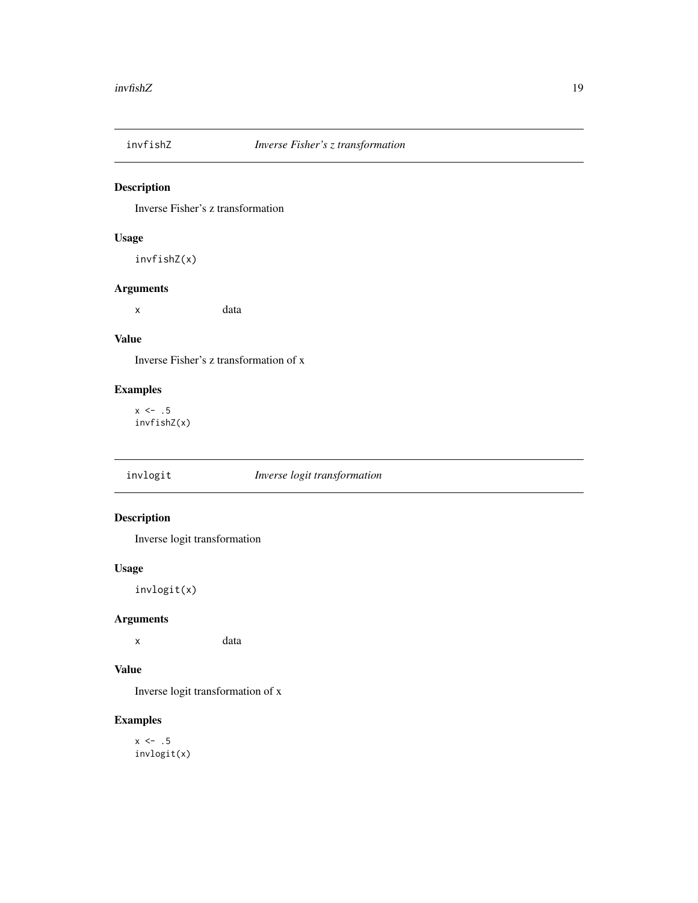## invfishZ — *Inverse Fisher's z transformation*

### Description

Inverse Fisher's z transformation

### Usage

```
invfishZ(x)
```

### Arguments

| | |
|---|---|
| `x` | data |

### Value

Inverse Fisher's z transformation of x

### Examples

```
x <- .5
invfishZ(x)
```

## invlogit — *Inverse logit transformation*

### Description

Inverse logit transformation

### Usage

```
invlogit(x)
```

### Arguments

| | |
|---|---|
| `x` | data |

### Value

Inverse logit transformation of x

### Examples

```
x <- .5
invlogit(x)
```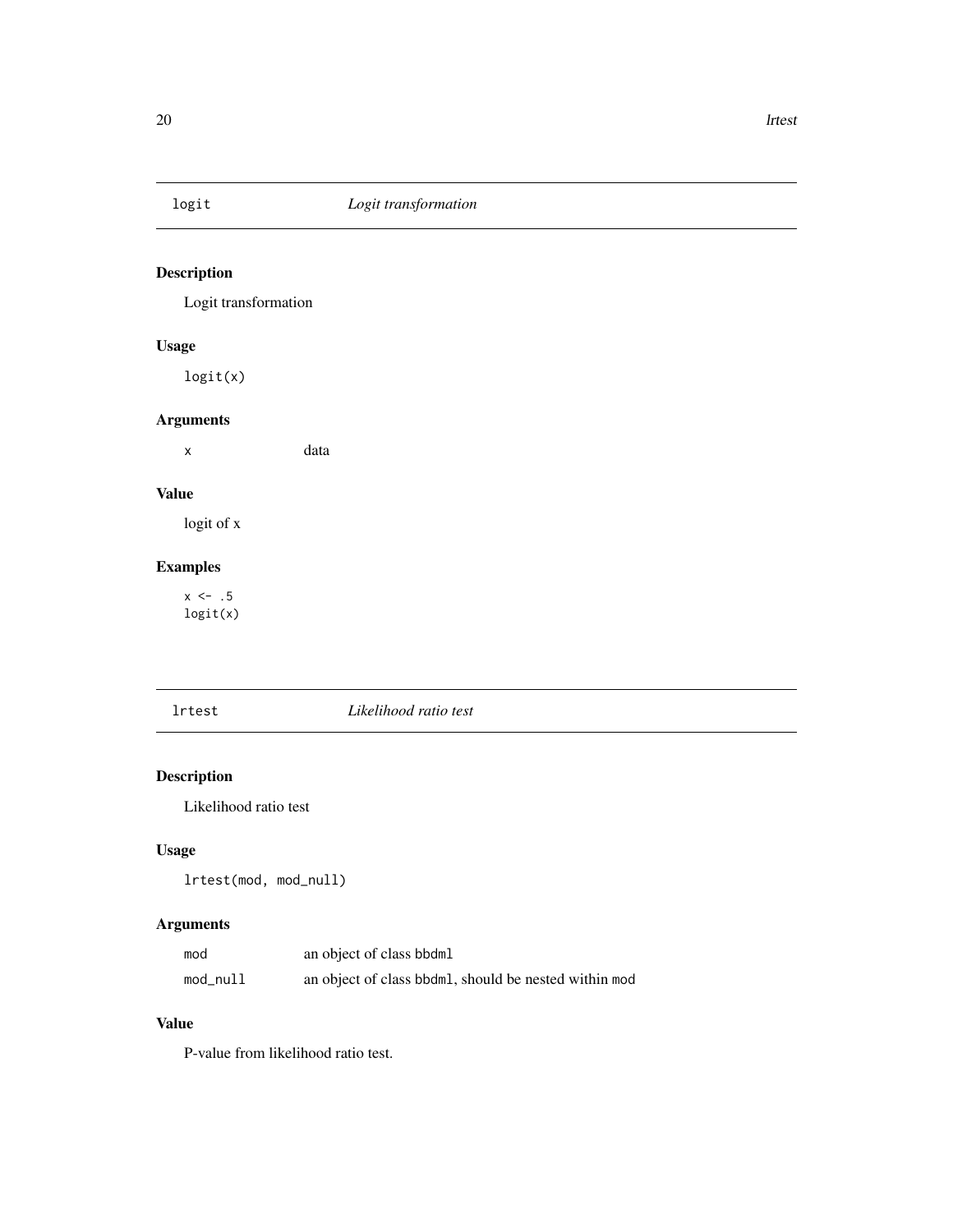## logit — *Logit transformation*

### Description

Logit transformation

### Usage

```
logit(x)
```

### Arguments

| | |
|---|---|
| x | data |

### Value

logit of x

### Examples

```
x <- .5
logit(x)
```

## lrtest — *Likelihood ratio test*

### Description

Likelihood ratio test

### Usage

```
lrtest(mod, mod_null)
```

### Arguments

| | |
|---|---|
| mod | an object of class bbdml |
| mod_null | an object of class bbdml, should be nested within mod |

### Value

P-value from likelihood ratio test.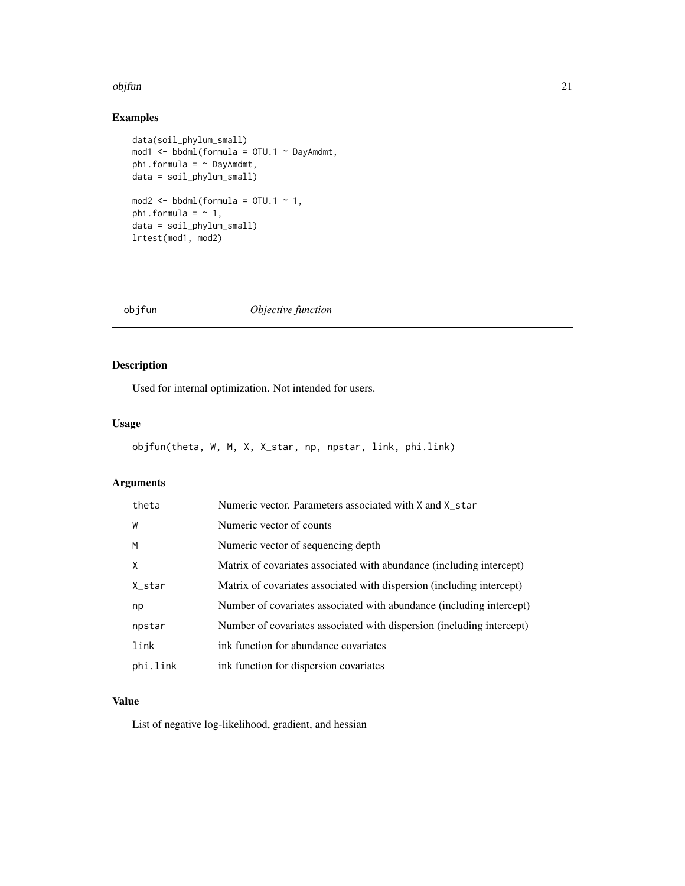## Examples

```
data(soil_phylum_small)
mod1 <- bbdml(formula = OTU.1 ~ DayAmdmt,
phi.formula = ~ DayAmdmt,
data = soil_phylum_small)

mod2 <- bbdml(formula = OTU.1 ~ 1,
phi.formula = ~ 1,
data = soil_phylum_small)
lrtest(mod1, mod2)
```

# objfun *Objective function*

## Description

Used for internal optimization. Not intended for users.

## Usage

```
objfun(theta, W, M, X, X_star, np, npstar, link, phi.link)
```

## Arguments

| | |
|---|---|
| theta | Numeric vector. Parameters associated with X and X_star |
| W | Numeric vector of counts |
| M | Numeric vector of sequencing depth |
| X | Matrix of covariates associated with abundance (including intercept) |
| X_star | Matrix of covariates associated with dispersion (including intercept) |
| np | Number of covariates associated with abundance (including intercept) |
| npstar | Number of covariates associated with dispersion (including intercept) |
| link | ink function for abundance covariates |
| phi.link | ink function for dispersion covariates |

## Value

List of negative log-likelihood, gradient, and hessian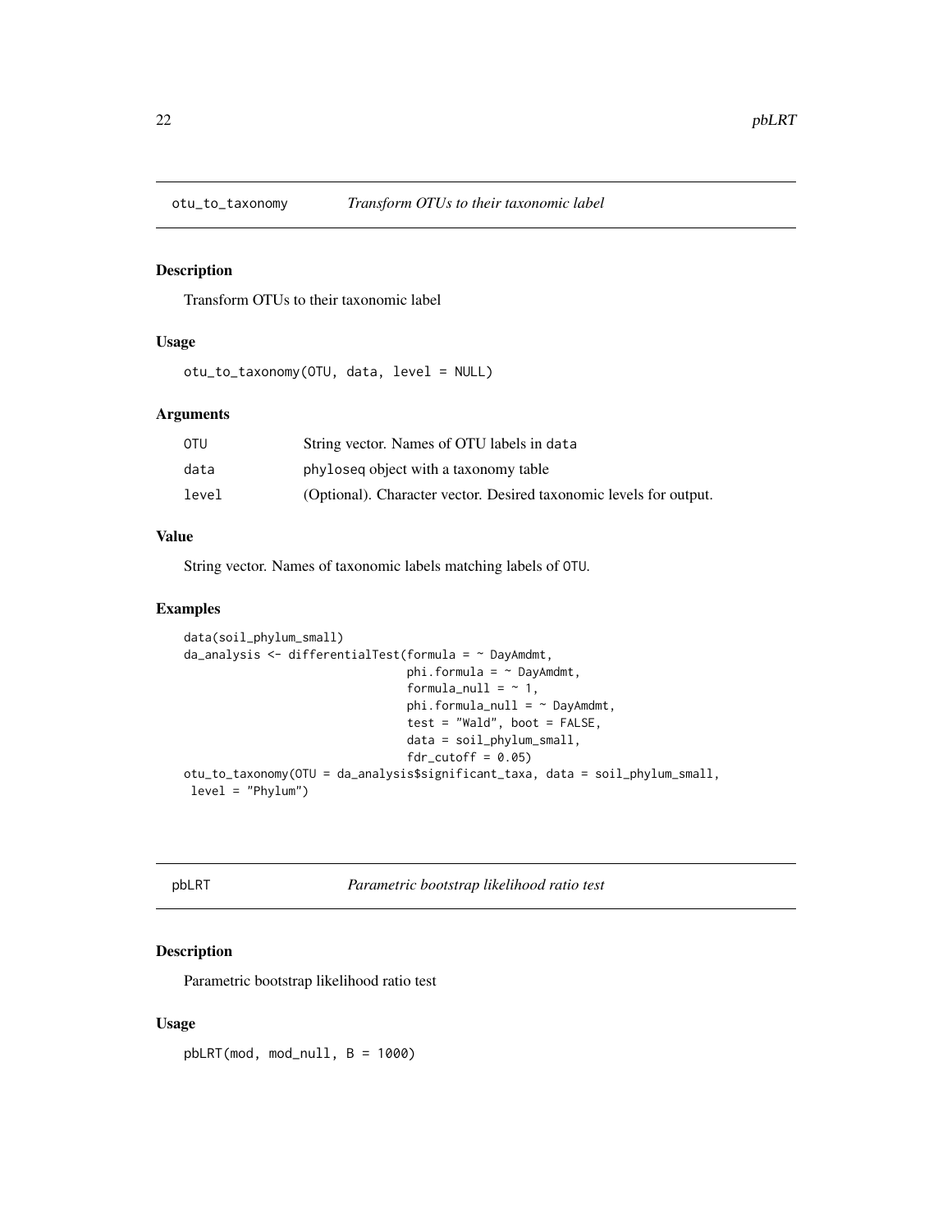## otu_to_taxonomy *Transform OTUs to their taxonomic label*

### Description

Transform OTUs to their taxonomic label

### Usage

```
otu_to_taxonomy(OTU, data, level = NULL)
```

### Arguments

| | |
|---|---|
| `OTU` | String vector. Names of OTU labels in `data` |
| `data` | `phyloseq` object with a taxonomy table |
| `level` | (Optional). Character vector. Desired taxonomic levels for output. |

### Value

String vector. Names of taxonomic labels matching labels of `OTU`.

### Examples

```
data(soil_phylum_small)
da_analysis <- differentialTest(formula = ~ DayAmdmt,
                                phi.formula = ~ DayAmdmt,
                                formula_null = ~ 1,
                                phi.formula_null = ~ DayAmdmt,
                                test = "Wald", boot = FALSE,
                                data = soil_phylum_small,
                                fdr_cutoff = 0.05)
otu_to_taxonomy(OTU = da_analysis$significant_taxa, data = soil_phylum_small,
 level = "Phylum")
```

## pbLRT *Parametric bootstrap likelihood ratio test*

### Description

Parametric bootstrap likelihood ratio test

### Usage

```
pbLRT(mod, mod_null, B = 1000)
```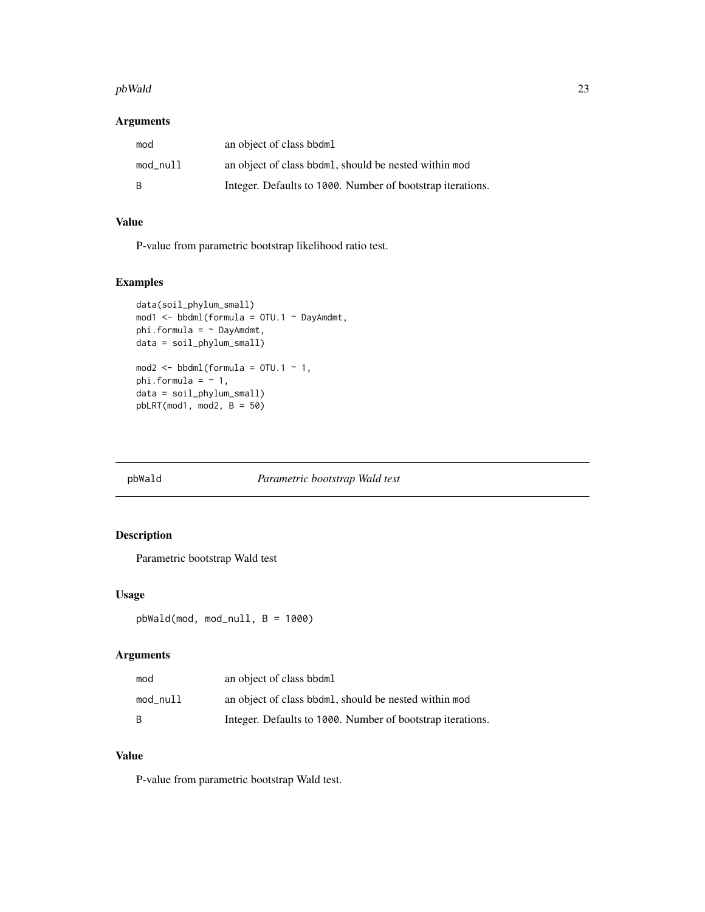## Arguments

| | |
|---|---|
| mod | an object of class bbdml |
| mod_null | an object of class bbdml, should be nested within mod |
| B | Integer. Defaults to 1000. Number of bootstrap iterations. |

## Value

P-value from parametric bootstrap likelihood ratio test.

## Examples

```
data(soil_phylum_small)
mod1 <- bbdml(formula = OTU.1 ~ DayAmdmt,
phi.formula = ~ DayAmdmt,
data = soil_phylum_small)

mod2 <- bbdml(formula = OTU.1 ~ 1,
phi.formula = ~ 1,
data = soil_phylum_small)
pbLRT(mod1, mod2, B = 50)
```

---

# pbWald *Parametric bootstrap Wald test*

## Description

Parametric bootstrap Wald test

## Usage

```
pbWald(mod, mod_null, B = 1000)
```

## Arguments

| | |
|---|---|
| mod | an object of class bbdml |
| mod_null | an object of class bbdml, should be nested within mod |
| B | Integer. Defaults to 1000. Number of bootstrap iterations. |

## Value

P-value from parametric bootstrap Wald test.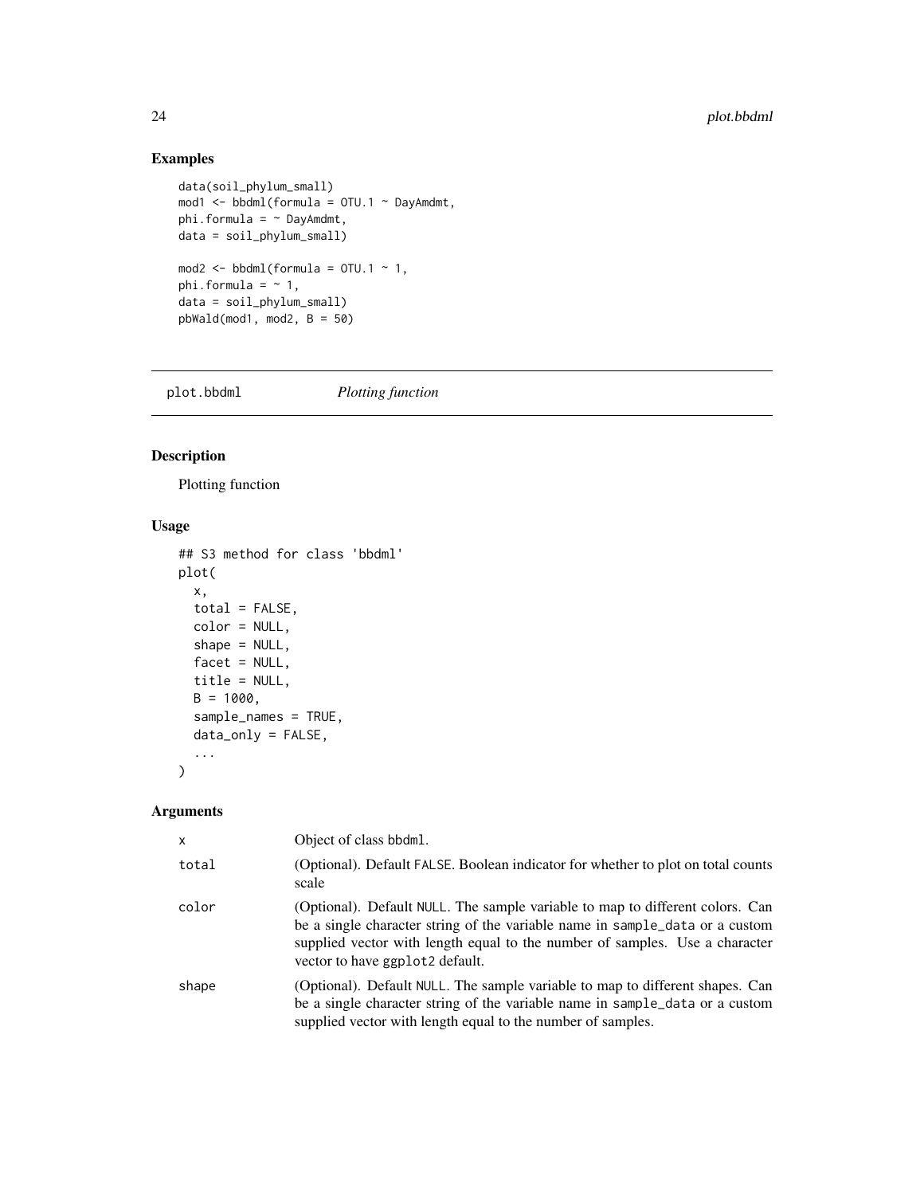## Examples

```
data(soil_phylum_small)
mod1 <- bbdml(formula = OTU.1 ~ DayAmdmt,
phi.formula = ~ DayAmdmt,
data = soil_phylum_small)

mod2 <- bbdml(formula = OTU.1 ~ 1,
phi.formula = ~ 1,
data = soil_phylum_small)
pbWald(mod1, mod2, B = 50)
```

---

# plot.bbdml *Plotting function*

## Description

Plotting function

## Usage

```
## S3 method for class 'bbdml'
plot(
  x,
  total = FALSE,
  color = NULL,
  shape = NULL,
  facet = NULL,
  title = NULL,
  B = 1000,
  sample_names = TRUE,
  data_only = FALSE,
  ...
)
```

## Arguments

| | |
|---|---|
| x | Object of class bbdml. |
| total | (Optional). Default FALSE. Boolean indicator for whether to plot on total counts scale |
| color | (Optional). Default NULL. The sample variable to map to different colors. Can be a single character string of the variable name in sample_data or a custom supplied vector with length equal to the number of samples. Use a character vector to have ggplot2 default. |
| shape | (Optional). Default NULL. The sample variable to map to different shapes. Can be a single character string of the variable name in sample_data or a custom supplied vector with length equal to the number of samples. |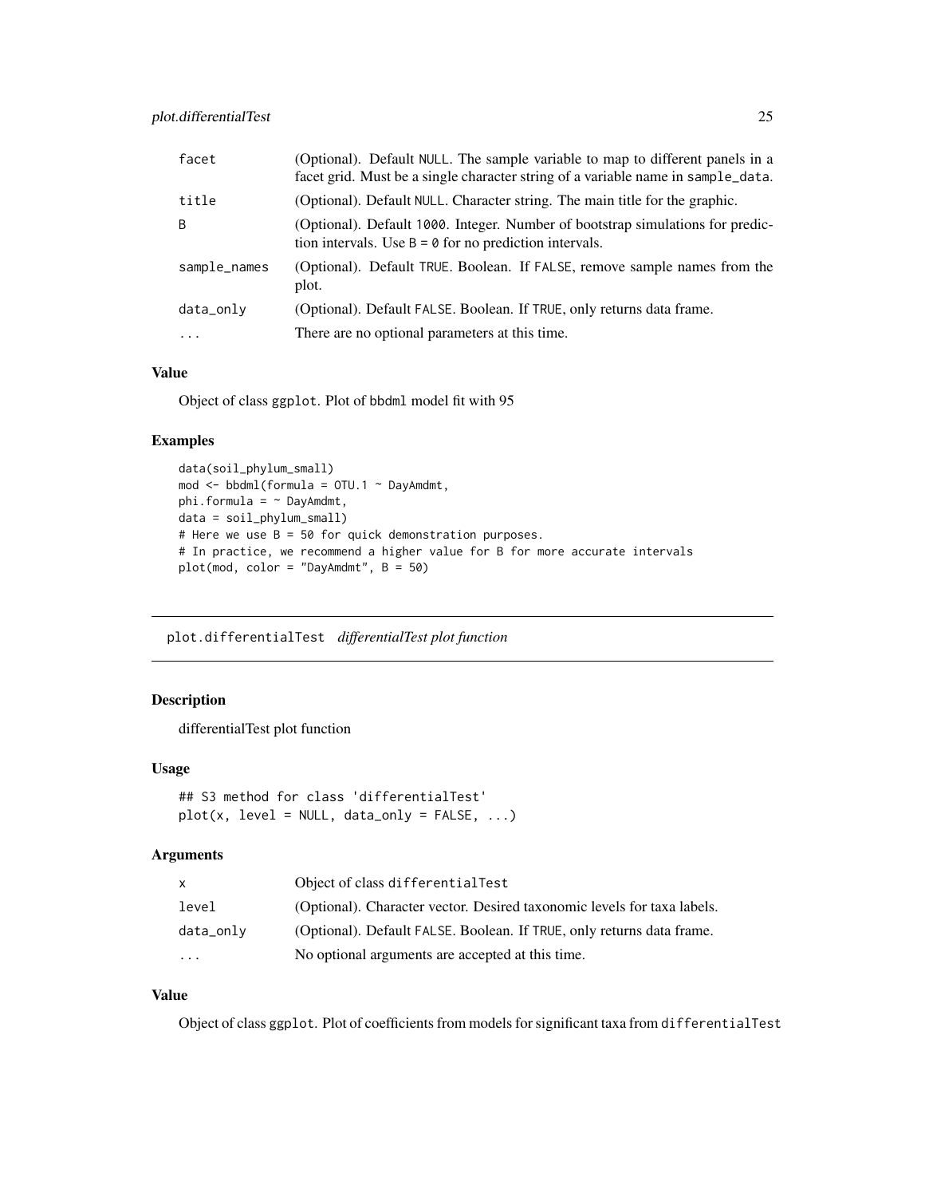| | |
|---|---|
| facet | (Optional). Default NULL. The sample variable to map to different panels in a facet grid. Must be a single character string of a variable name in sample_data. |
| title | (Optional). Default NULL. Character string. The main title for the graphic. |
| B | (Optional). Default 1000. Integer. Number of bootstrap simulations for prediction intervals. Use B = 0 for no prediction intervals. |
| sample_names | (Optional). Default TRUE. Boolean. If FALSE, remove sample names from the plot. |
| data_only | (Optional). Default FALSE. Boolean. If TRUE, only returns data frame. |
| ... | There are no optional parameters at this time. |

### Value

Object of class ggplot. Plot of bbdml model fit with 95

### Examples

```
data(soil_phylum_small)
mod <- bbdml(formula = OTU.1 ~ DayAmdmt,
phi.formula = ~ DayAmdmt,
data = soil_phylum_small)
# Here we use B = 50 for quick demonstration purposes.
# In practice, we recommend a higher value for B for more accurate intervals
plot(mod, color = "DayAmdmt", B = 50)
```

## plot.differentialTest *differentialTest plot function*

### Description

differentialTest plot function

### Usage

```
## S3 method for class 'differentialTest'
plot(x, level = NULL, data_only = FALSE, ...)
```

### Arguments

| | |
|---|---|
| x | Object of class differentialTest |
| level | (Optional). Character vector. Desired taxonomic levels for taxa labels. |
| data_only | (Optional). Default FALSE. Boolean. If TRUE, only returns data frame. |
| ... | No optional arguments are accepted at this time. |

### Value

Object of class ggplot. Plot of coefficients from models for significant taxa from differentialTest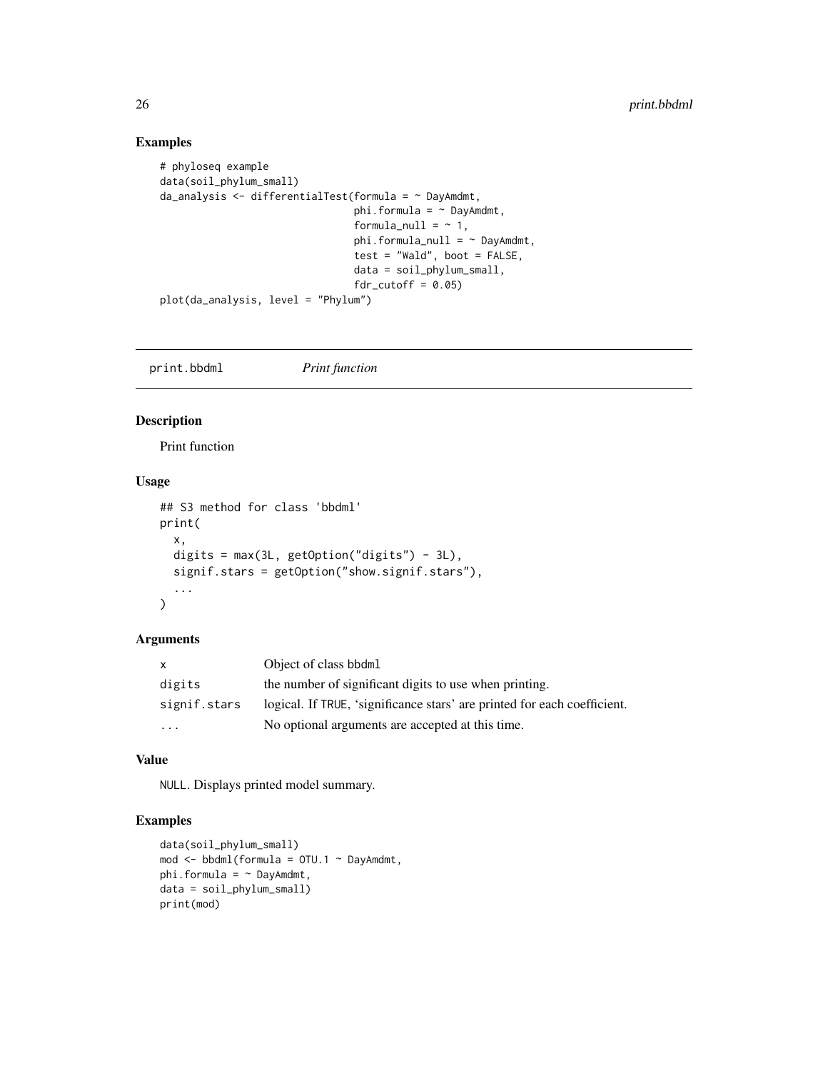## Examples

```
# phyloseq example
data(soil_phylum_small)
da_analysis <- differentialTest(formula = ~ DayAmdmt,
                                phi.formula = ~ DayAmdmt,
                                formula_null = ~ 1,
                                phi.formula_null = ~ DayAmdmt,
                                test = "Wald", boot = FALSE,
                                data = soil_phylum_small,
                                fdr_cutoff = 0.05)
plot(da_analysis, level = "Phylum")
```

---

# print.bbdml *Print function*

## Description

Print function

## Usage

```
## S3 method for class 'bbdml'
print(
  x,
  digits = max(3L, getOption("digits") - 3L),
  signif.stars = getOption("show.signif.stars"),
  ...
)
```

## Arguments

| | |
|---|---|
| x | Object of class bbdml |
| digits | the number of significant digits to use when printing. |
| signif.stars | logical. If TRUE, 'significance stars' are printed for each coefficient. |
| ... | No optional arguments are accepted at this time. |

## Value

NULL. Displays printed model summary.

## Examples

```
data(soil_phylum_small)
mod <- bbdml(formula = OTU.1 ~ DayAmdmt,
phi.formula = ~ DayAmdmt,
data = soil_phylum_small)
print(mod)
```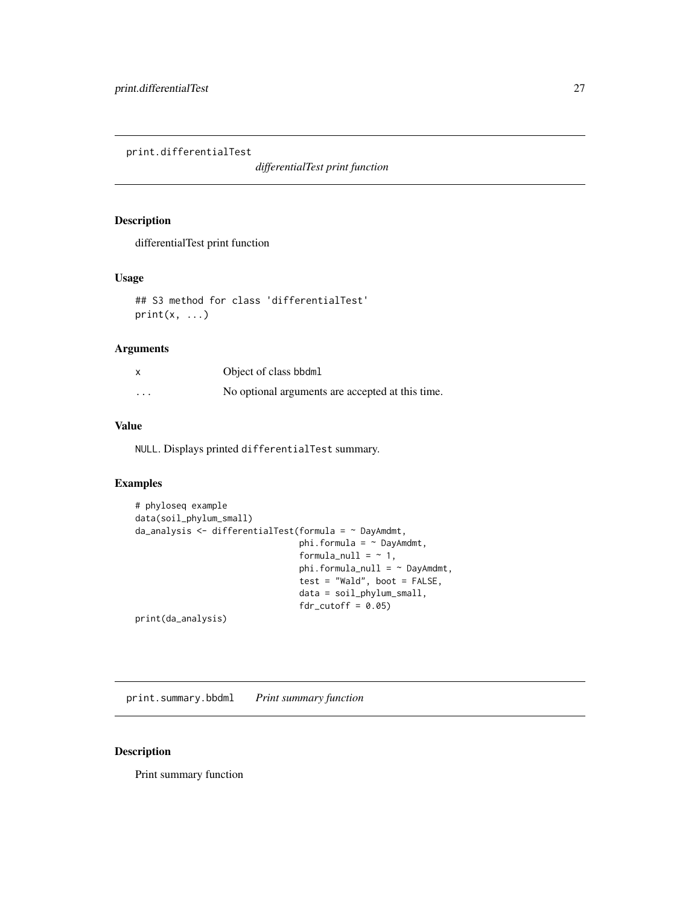## print.differentialTest

*differentialTest print function*

### Description

differentialTest print function

### Usage

```
## S3 method for class 'differentialTest'
print(x, ...)
```

### Arguments

| | |
|---|---|
| x | Object of class bbdml |
| ... | No optional arguments are accepted at this time. |

### Value

NULL. Displays printed differentialTest summary.

### Examples

```
# phyloseq example
data(soil_phylum_small)
da_analysis <- differentialTest(formula = ~ DayAmdmt,
                                phi.formula = ~ DayAmdmt,
                                formula_null = ~ 1,
                                phi.formula_null = ~ DayAmdmt,
                                test = "Wald", boot = FALSE,
                                data = soil_phylum_small,
                                fdr_cutoff = 0.05)
print(da_analysis)
```

## print.summary.bbdml

*Print summary function*

### Description

Print summary function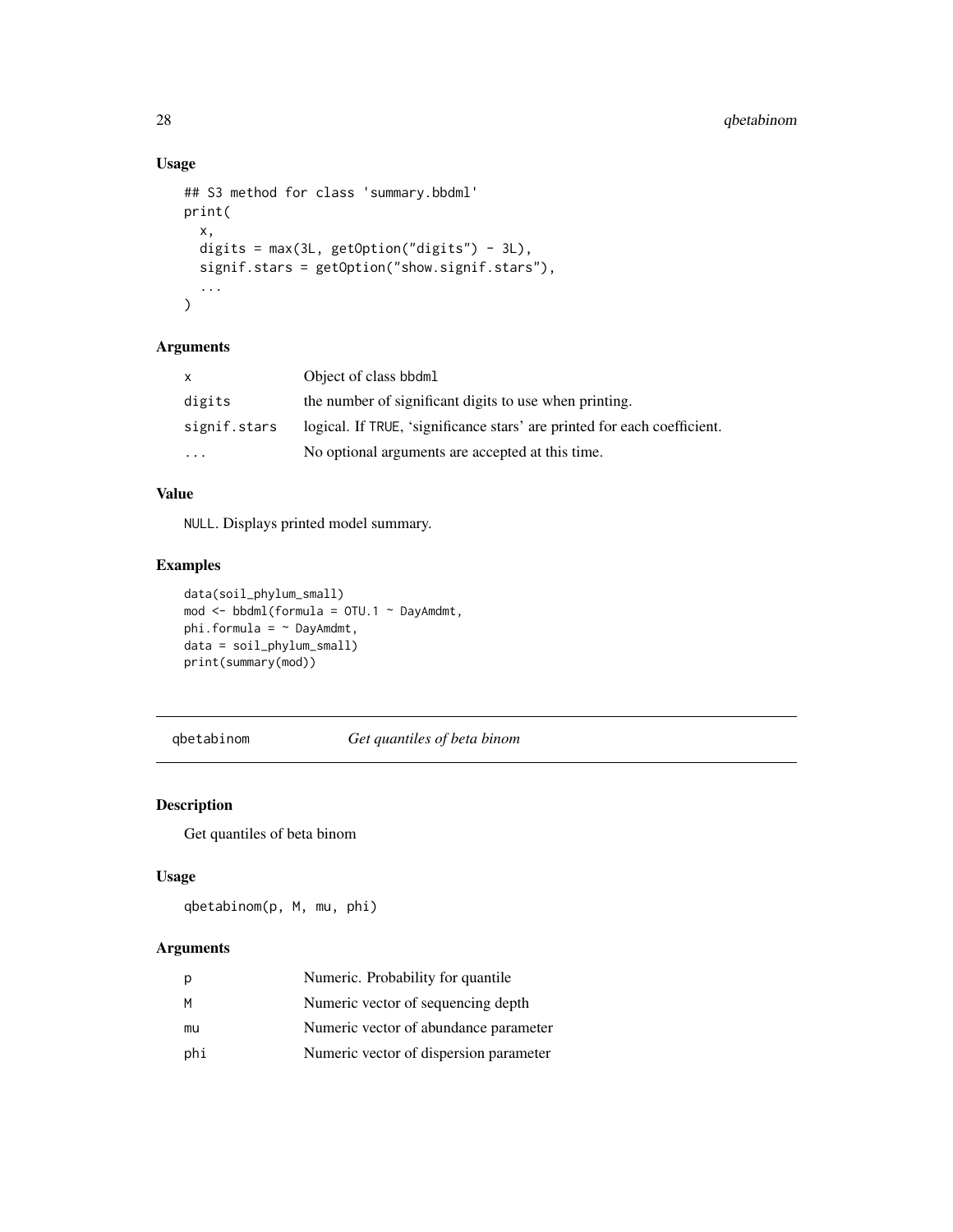## Usage

```
## S3 method for class 'summary.bbdml'
print(
  x,
  digits = max(3L, getOption("digits") - 3L),
  signif.stars = getOption("show.signif.stars"),
  ...
)
```

## Arguments

| | |
|---|---|
| x | Object of class bbdml |
| digits | the number of significant digits to use when printing. |
| signif.stars | logical. If TRUE, 'significance stars' are printed for each coefficient. |
| ... | No optional arguments are accepted at this time. |

## Value

NULL. Displays printed model summary.

## Examples

```
data(soil_phylum_small)
mod <- bbdml(formula = OTU.1 ~ DayAmdmt,
phi.formula = ~ DayAmdmt,
data = soil_phylum_small)
print(summary(mod))
```

---

# qbetabinom *Get quantiles of beta binom*

## Description

Get quantiles of beta binom

## Usage

```
qbetabinom(p, M, mu, phi)
```

## Arguments

| | |
|---|---|
| p | Numeric. Probability for quantile |
| M | Numeric vector of sequencing depth |
| mu | Numeric vector of abundance parameter |
| phi | Numeric vector of dispersion parameter |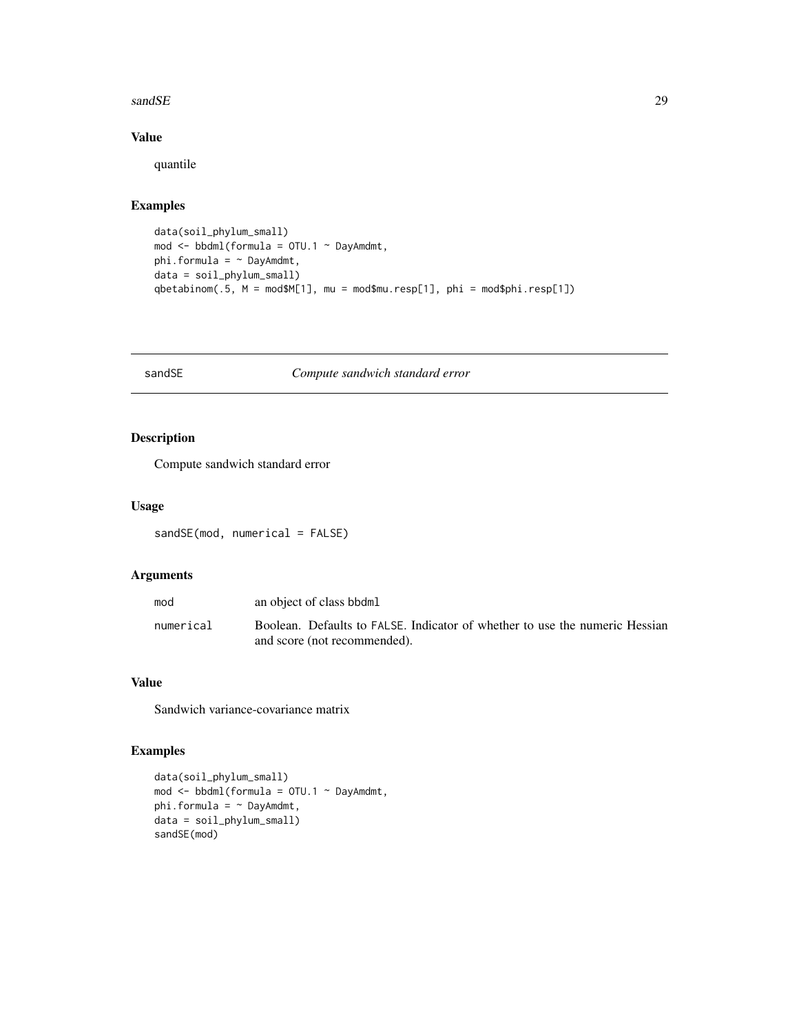## Value

quantile

## Examples

```
data(soil_phylum_small)
mod <- bbdml(formula = OTU.1 ~ DayAmdmt,
phi.formula = ~ DayAmdmt,
data = soil_phylum_small)
qbetabinom(.5, M = mod$M[1], mu = mod$mu.resp[1], phi = mod$phi.resp[1])
```

---

# sandSE — *Compute sandwich standard error*

## Description

Compute sandwich standard error

## Usage

```
sandSE(mod, numerical = FALSE)
```

## Arguments

| | |
|---|---|
| mod | an object of class bbdml |
| numerical | Boolean. Defaults to FALSE. Indicator of whether to use the numeric Hessian and score (not recommended). |

## Value

Sandwich variance-covariance matrix

## Examples

```
data(soil_phylum_small)
mod <- bbdml(formula = OTU.1 ~ DayAmdmt,
phi.formula = ~ DayAmdmt,
data = soil_phylum_small)
sandSE(mod)
```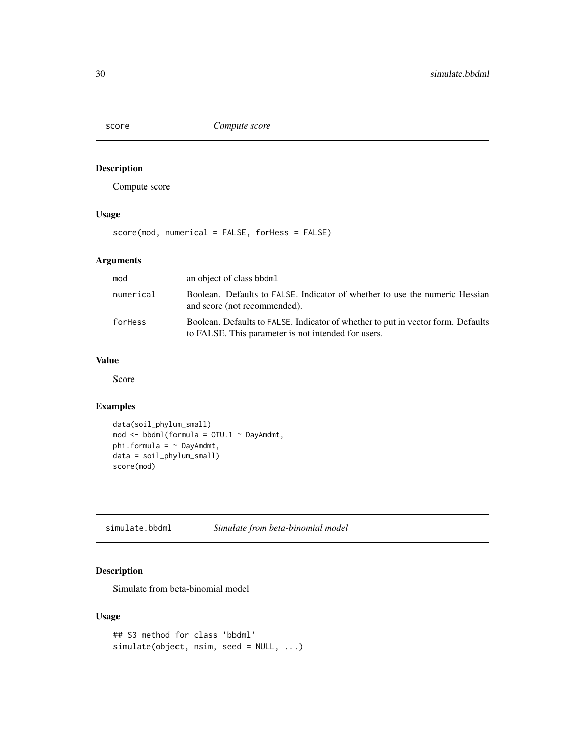## score — *Compute score*

### Description

Compute score

### Usage

```
score(mod, numerical = FALSE, forHess = FALSE)
```

### Arguments

| | |
|---|---|
| mod | an object of class bbdml |
| numerical | Boolean. Defaults to FALSE. Indicator of whether to use the numeric Hessian and score (not recommended). |
| forHess | Boolean. Defaults to FALSE. Indicator of whether to put in vector form. Defaults to FALSE. This parameter is not intended for users. |

### Value

Score

### Examples

```
data(soil_phylum_small)
mod <- bbdml(formula = OTU.1 ~ DayAmdmt,
phi.formula = ~ DayAmdmt,
data = soil_phylum_small)
score(mod)
```

## simulate.bbdml — *Simulate from beta-binomial model*

### Description

Simulate from beta-binomial model

### Usage

```
## S3 method for class 'bbdml'
simulate(object, nsim, seed = NULL, ...)
```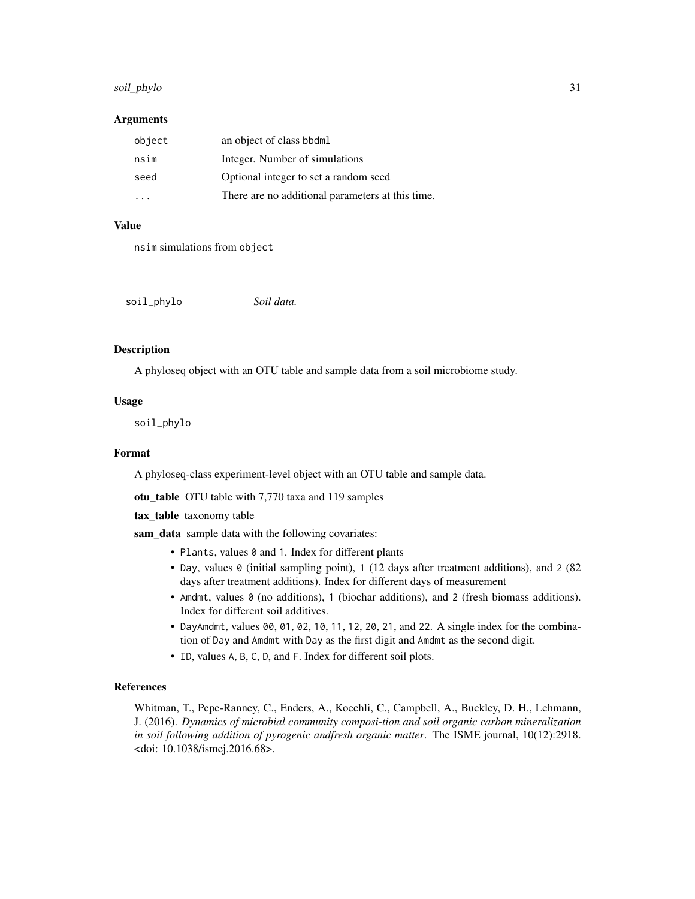### Arguments

| | |
|---|---|
| object | an object of class bbdml |
| nsim | Integer. Number of simulations |
| seed | Optional integer to set a random seed |
| ... | There are no additional parameters at this time. |

### Value

nsim simulations from object

## soil_phylo — *Soil data.*

### Description

A phyloseq object with an OTU table and sample data from a soil microbiome study.

### Usage

```
soil_phylo
```

### Format

A phyloseq-class experiment-level object with an OTU table and sample data.

**otu_table** OTU table with 7,770 taxa and 119 samples

**tax_table** taxonomy table

**sam_data** sample data with the following covariates:

- Plants, values 0 and 1. Index for different plants
- Day, values 0 (initial sampling point), 1 (12 days after treatment additions), and 2 (82 days after treatment additions). Index for different days of measurement
- Amdmt, values 0 (no additions), 1 (biochar additions), and 2 (fresh biomass additions). Index for different soil additives.
- DayAmdmt, values 00, 01, 02, 10, 11, 12, 20, 21, and 22. A single index for the combination of Day and Amdmt with Day as the first digit and Amdmt as the second digit.
- ID, values A, B, C, D, and F. Index for different soil plots.

### References

Whitman, T., Pepe-Ranney, C., Enders, A., Koechli, C., Campbell, A., Buckley, D. H., Lehmann, J. (2016). *Dynamics of microbial community composi-tion and soil organic carbon mineralization in soil following addition of pyrogenic andfresh organic matter*. The ISME journal, 10(12):2918. <doi: 10.1038/ismej.2016.68>.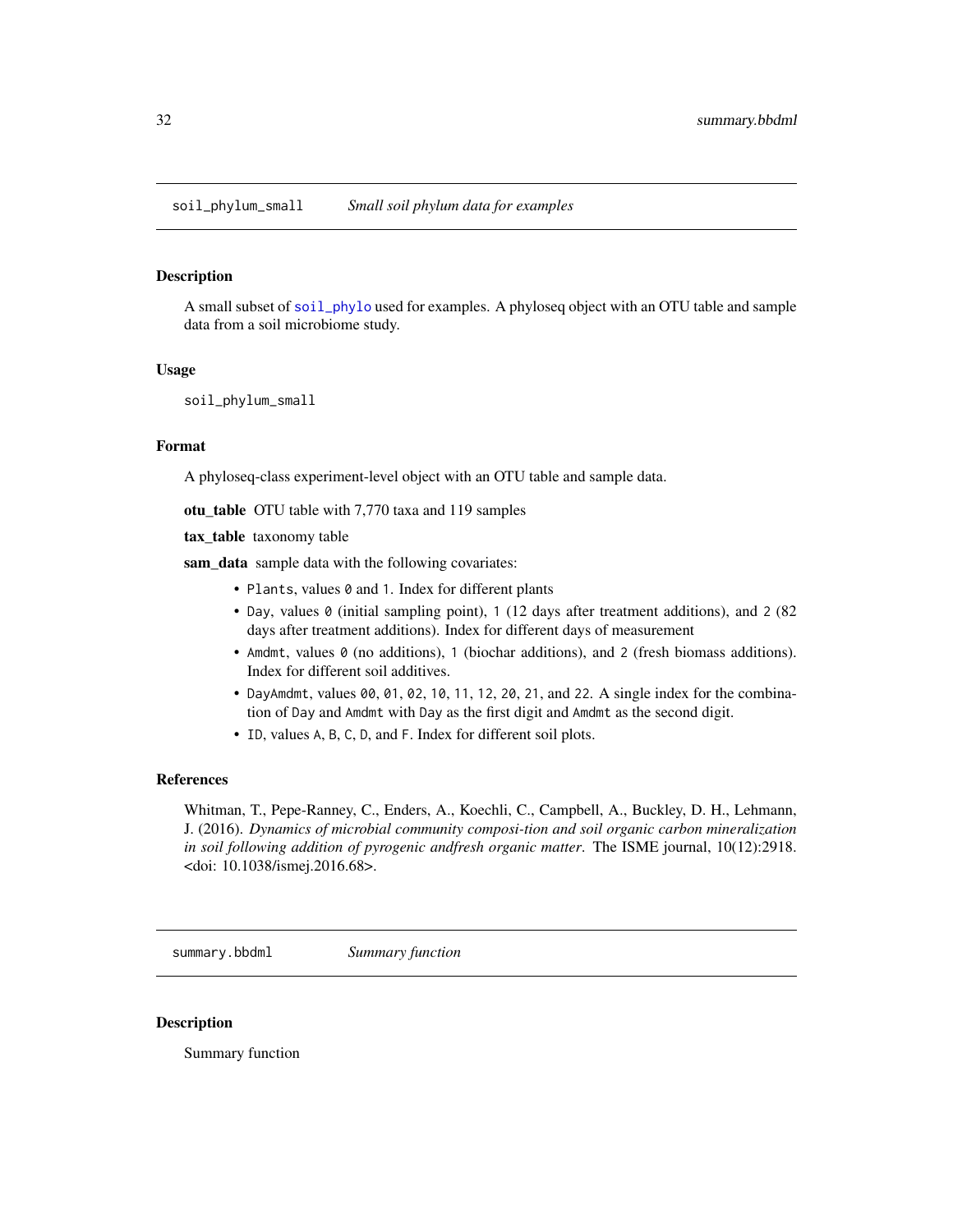## soil_phylum_small    *Small soil phylum data for examples*

### Description

A small subset of `soil_phylo` used for examples. A phyloseq object with an OTU table and sample data from a soil microbiome study.

### Usage

```
soil_phylum_small
```

### Format

A phyloseq-class experiment-level object with an OTU table and sample data.

**otu_table** OTU table with 7,770 taxa and 119 samples

**tax_table** taxonomy table

**sam_data** sample data with the following covariates:

- `Plants`, values `0` and `1`. Index for different plants
- `Day`, values `0` (initial sampling point), `1` (12 days after treatment additions), and `2` (82 days after treatment additions). Index for different days of measurement
- `Amdmt`, values `0` (no additions), `1` (biochar additions), and `2` (fresh biomass additions). Index for different soil additives.
- `DayAmdmt`, values `00`, `01`, `02`, `10`, `11`, `12`, `20`, `21`, and `22`. A single index for the combination of `Day` and `Amdmt` with `Day` as the first digit and `Amdmt` as the second digit.
- `ID`, values `A`, `B`, `C`, `D`, and `F`. Index for different soil plots.

### References

Whitman, T., Pepe-Ranney, C., Enders, A., Koechli, C., Campbell, A., Buckley, D. H., Lehmann, J. (2016). *Dynamics of microbial community composi-tion and soil organic carbon mineralization in soil following addition of pyrogenic andfresh organic matter*. The ISME journal, 10(12):2918. <doi: 10.1038/ismej.2016.68>.

## summary.bbdml    *Summary function*

### Description

Summary function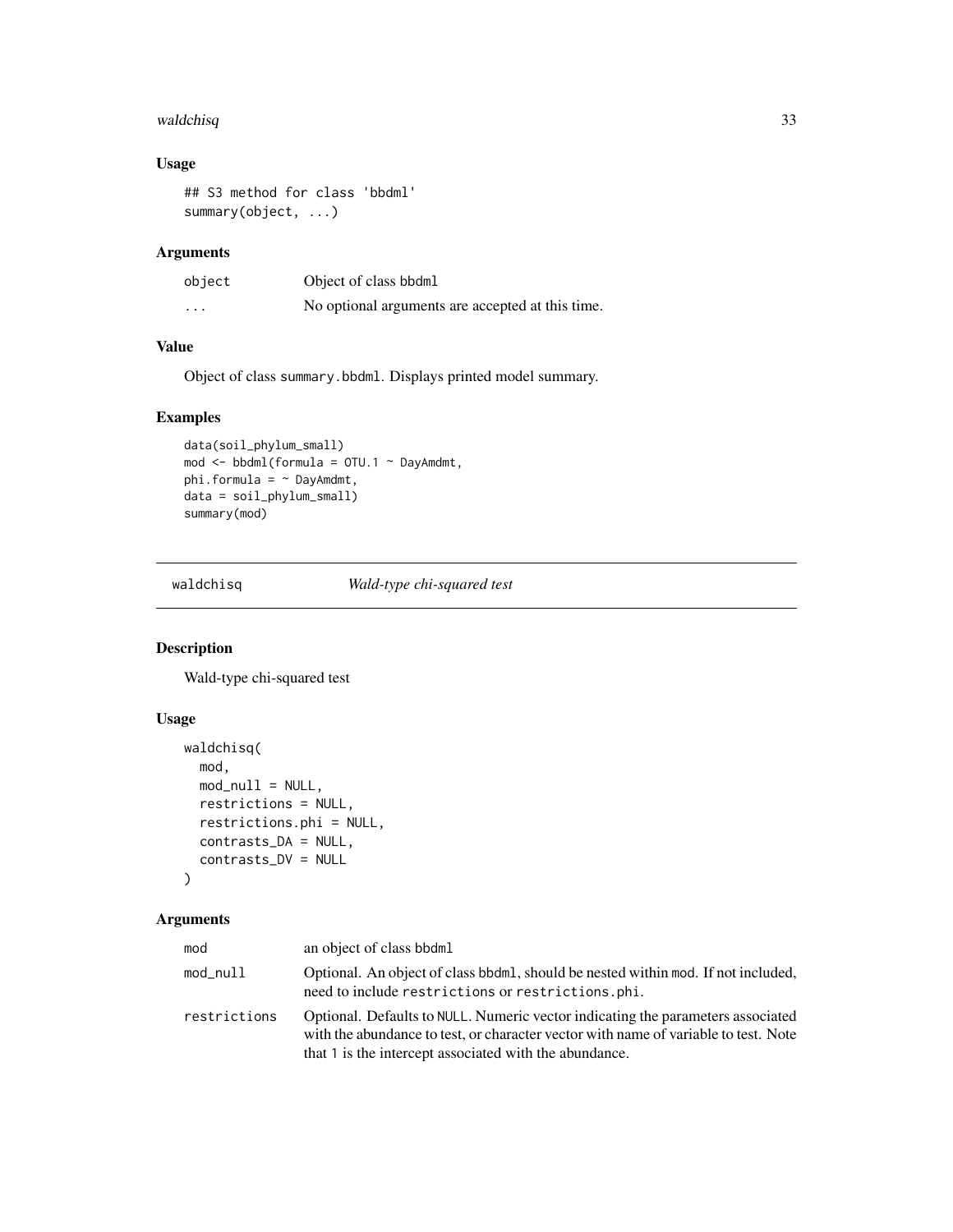### Usage

```
## S3 method for class 'bbdml'
summary(object, ...)
```

### Arguments

| | |
|---|---|
| object | Object of class bbdml |
| ... | No optional arguments are accepted at this time. |

### Value

Object of class summary.bbdml. Displays printed model summary.

### Examples

```
data(soil_phylum_small)
mod <- bbdml(formula = OTU.1 ~ DayAmdmt,
phi.formula = ~ DayAmdmt,
data = soil_phylum_small)
summary(mod)
```

---

## waldchisq *Wald-type chi-squared test*

### Description

Wald-type chi-squared test

### Usage

```
waldchisq(
  mod,
  mod_null = NULL,
  restrictions = NULL,
  restrictions.phi = NULL,
  contrasts_DA = NULL,
  contrasts_DV = NULL
)
```

### Arguments

| | |
|---|---|
| mod | an object of class bbdml |
| mod_null | Optional. An object of class bbdml, should be nested within mod. If not included, need to include restrictions or restrictions.phi. |
| restrictions | Optional. Defaults to NULL. Numeric vector indicating the parameters associated with the abundance to test, or character vector with name of variable to test. Note that 1 is the intercept associated with the abundance. |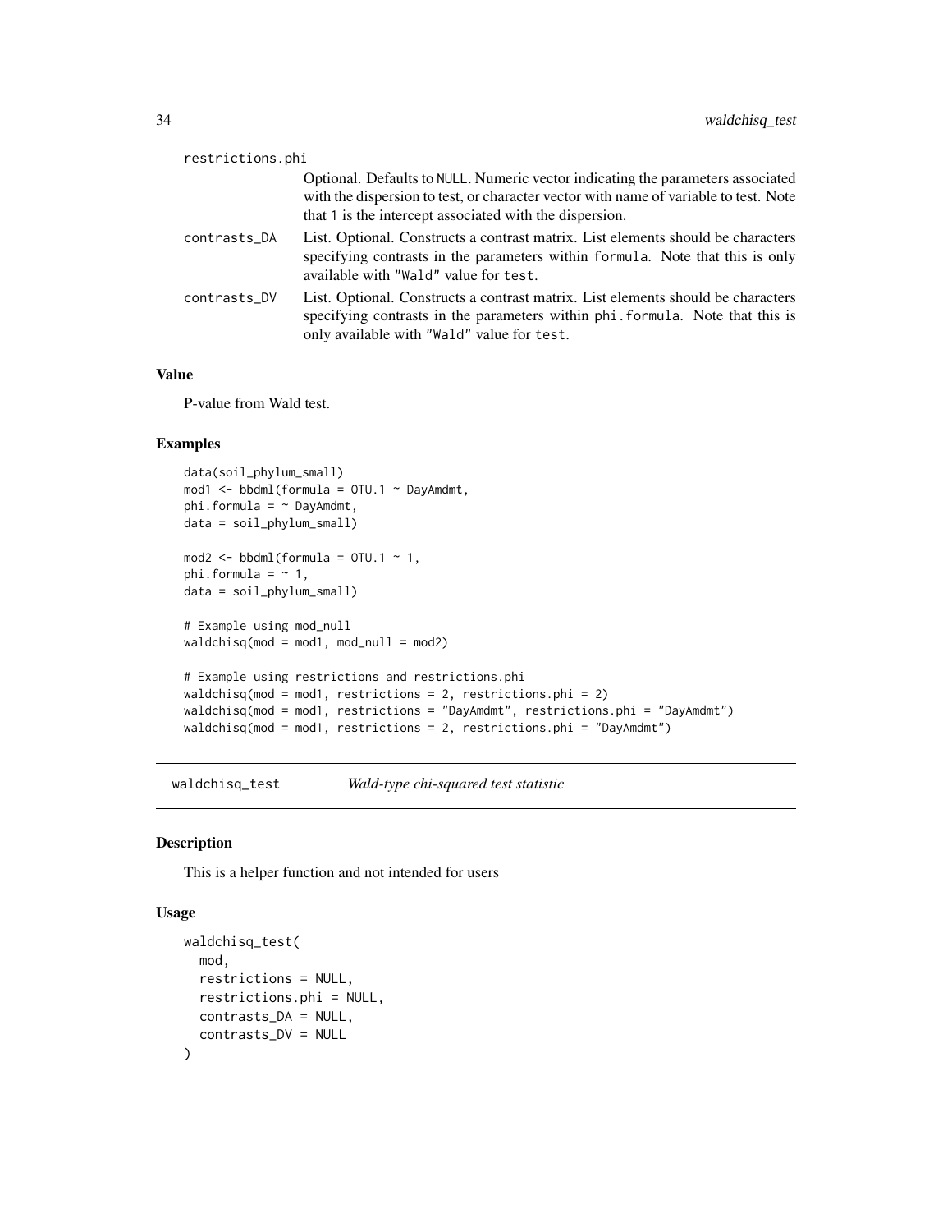restrictions.phi
: Optional. Defaults to NULL. Numeric vector indicating the parameters associated with the dispersion to test, or character vector with name of variable to test. Note that 1 is the intercept associated with the dispersion.

contrasts_DA
: List. Optional. Constructs a contrast matrix. List elements should be characters specifying contrasts in the parameters within formula. Note that this is only available with "Wald" value for test.

contrasts_DV
: List. Optional. Constructs a contrast matrix. List elements should be characters specifying contrasts in the parameters within phi.formula. Note that this is only available with "Wald" value for test.

### Value

P-value from Wald test.

### Examples

```
data(soil_phylum_small)
mod1 <- bbdml(formula = OTU.1 ~ DayAmdmt,
phi.formula = ~ DayAmdmt,
data = soil_phylum_small)

mod2 <- bbdml(formula = OTU.1 ~ 1,
phi.formula = ~ 1,
data = soil_phylum_small)

# Example using mod_null
waldchisq(mod = mod1, mod_null = mod2)

# Example using restrictions and restrictions.phi
waldchisq(mod = mod1, restrictions = 2, restrictions.phi = 2)
waldchisq(mod = mod1, restrictions = "DayAmdmt", restrictions.phi = "DayAmdmt")
waldchisq(mod = mod1, restrictions = 2, restrictions.phi = "DayAmdmt")
```

---

## waldchisq_test — *Wald-type chi-squared test statistic*

### Description

This is a helper function and not intended for users

### Usage

```
waldchisq_test(
  mod,
  restrictions = NULL,
  restrictions.phi = NULL,
  contrasts_DA = NULL,
  contrasts_DV = NULL
)
```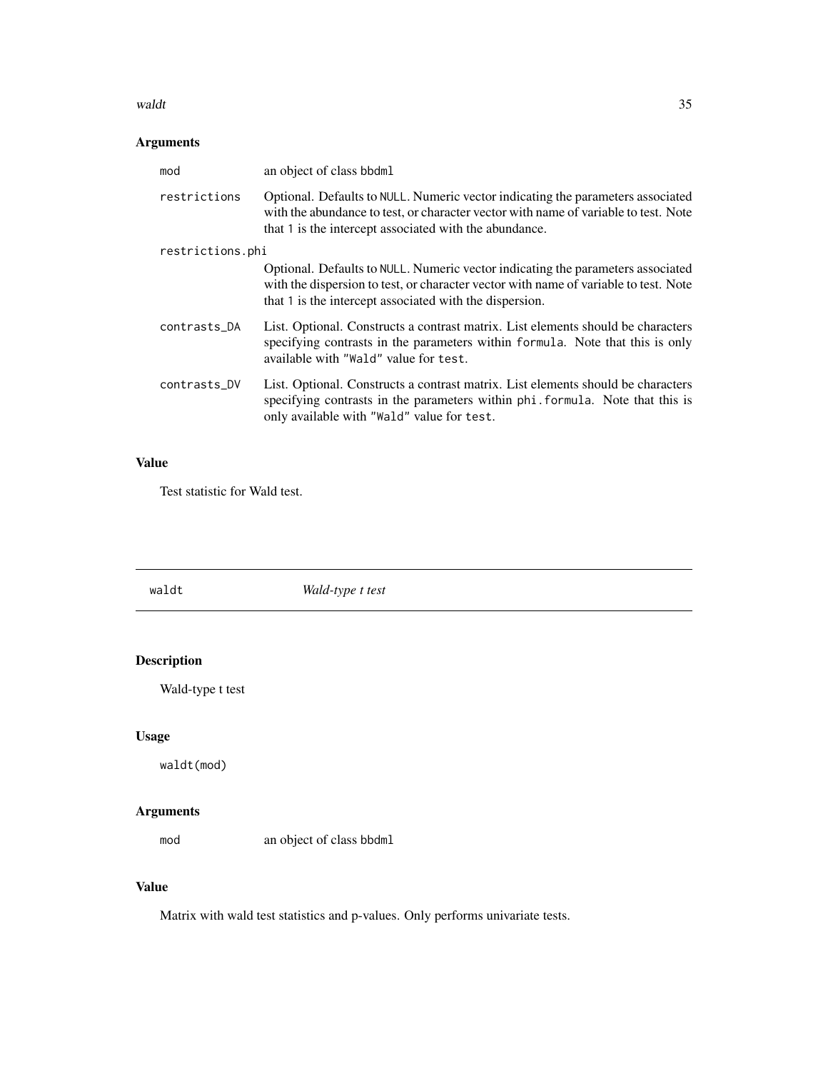## Arguments

| | |
|---|---|
| `mod` | an object of class `bbdml` |
| `restrictions` | Optional. Defaults to `NULL`. Numeric vector indicating the parameters associated with the abundance to test, or character vector with name of variable to test. Note that `1` is the intercept associated with the abundance. |
| `restrictions.phi` | Optional. Defaults to `NULL`. Numeric vector indicating the parameters associated with the dispersion to test, or character vector with name of variable to test. Note that `1` is the intercept associated with the dispersion. |
| `contrasts_DA` | List. Optional. Constructs a contrast matrix. List elements should be characters specifying contrasts in the parameters within `formula`. Note that this is only available with `"Wald"` value for `test`. |
| `contrasts_DV` | List. Optional. Constructs a contrast matrix. List elements should be characters specifying contrasts in the parameters within `phi.formula`. Note that this is only available with `"Wald"` value for `test`. |

## Value

Test statistic for Wald test.

---

# `waldt` *Wald-type t test*

## Description

Wald-type t test

## Usage

```
waldt(mod)
```

## Arguments

| | |
|---|---|
| `mod` | an object of class `bbdml` |

## Value

Matrix with wald test statistics and p-values. Only performs univariate tests.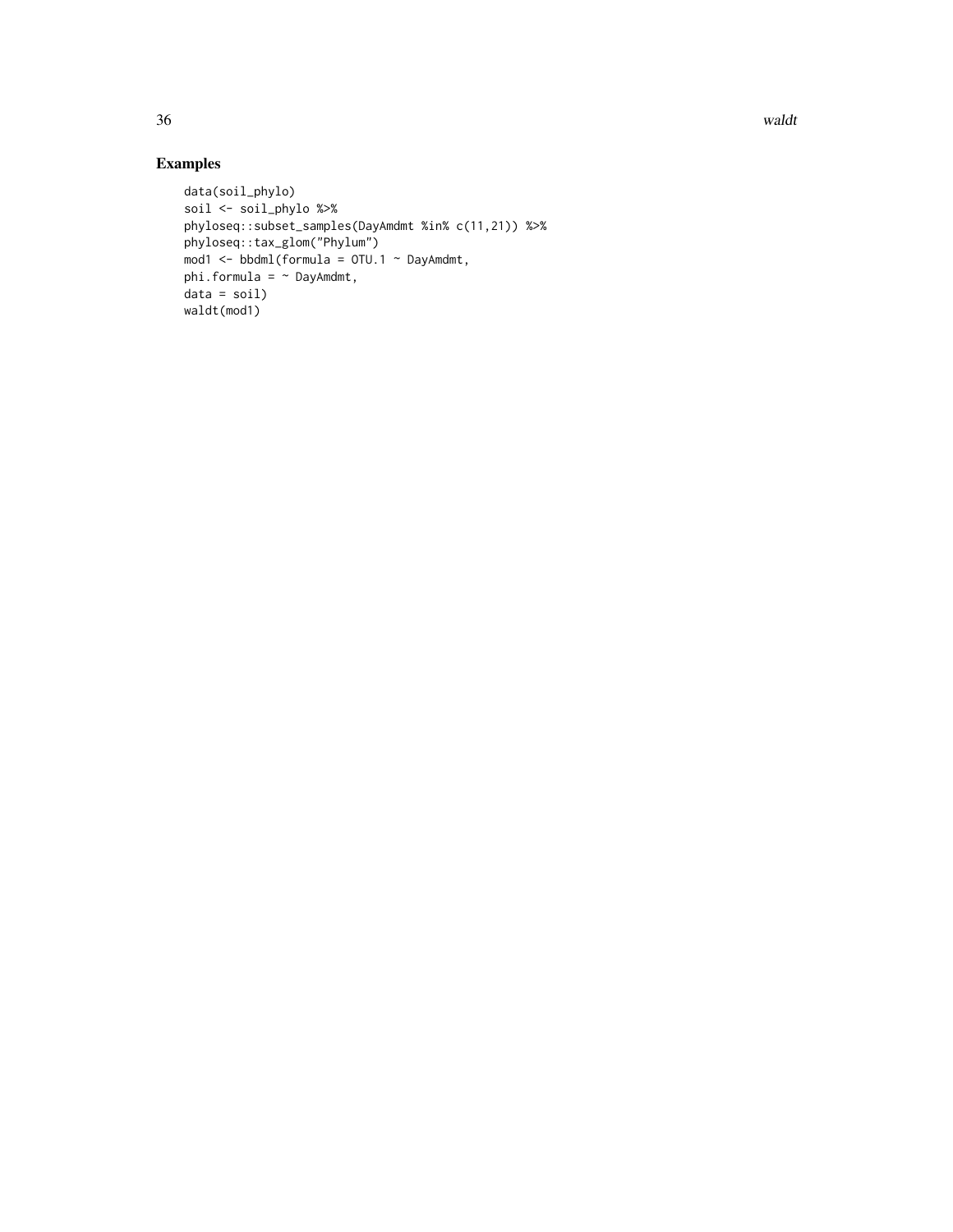## Examples

```
data(soil_phylo)
soil <- soil_phylo %>%
phyloseq::subset_samples(DayAmdmt %in% c(11,21)) %>%
phyloseq::tax_glom("Phylum")
mod1 <- bbdml(formula = OTU.1 ~ DayAmdmt,
phi.formula = ~ DayAmdmt,
data = soil)
waldt(mod1)
```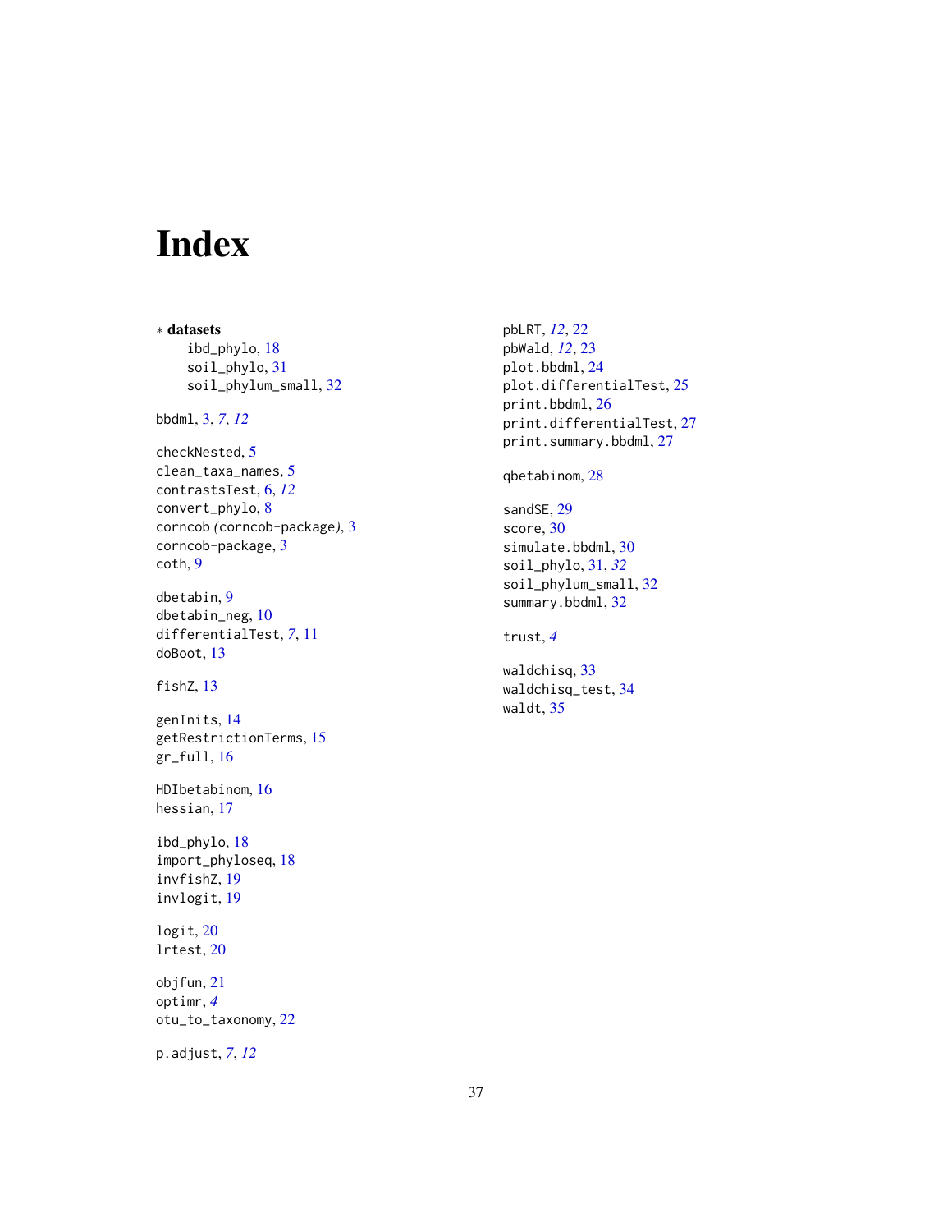# Index

∗ **datasets**
ibd_phylo, 18
soil_phylo, 31
soil_phylum_small, 32

bbdml, 3, *7*, *12*

checkNested, 5
clean_taxa_names, 5
contrastsTest, 6, *12*
convert_phylo, 8
corncob *(*corncob-package*)*, 3
corncob-package, 3
coth, 9

dbetabin, 9
dbetabin_neg, 10
differentialTest, *7*, 11
doBoot, 13

fishZ, 13

genInits, 14
getRestrictionTerms, 15
gr_full, 16

HDIbetabinom, 16
hessian, 17

ibd_phylo, 18
import_phyloseq, 18
invfishZ, 19
invlogit, 19

logit, 20
lrtest, 20

objfun, 21
optimr, *4*
otu_to_taxonomy, 22

p.adjust, *7*, *12*
pbLRT, *12*, 22
pbWald, *12*, 23
plot.bbdml, 24
plot.differentialTest, 25
print.bbdml, 26
print.differentialTest, 27
print.summary.bbdml, 27

qbetabinom, 28

sandSE, 29
score, 30
simulate.bbdml, 30
soil_phylo, 31, *32*
soil_phylum_small, 32
summary.bbdml, 32

trust, *4*

waldchisq, 33
waldchisq_test, 34
waldt, 35